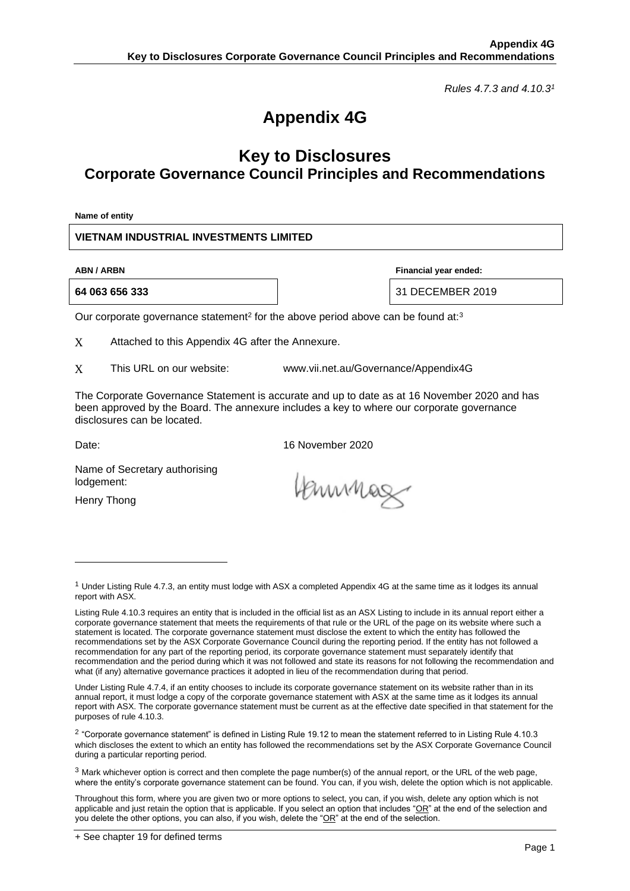*Rules 4.7.3 and 4.10.3[1]*

# Appendix 4G

## Key to Disclosures
## Corporate Governance Council Principles and Recommendations

**Name of entity**

**VIETNAM INDUSTRIAL INVESTMENTS LIMITED**

| ABN / ARBN | Financial year ended: |
|---|---|
| **64 063 656 333** | 31 DECEMBER 2019 |

Our corporate governance statement[2] for the above period above can be found at:[3]

X Attached to this Appendix 4G after the Annexure.

X This URL on our website: www.vii.net.au/Governance/Appendix4G

The Corporate Governance Statement is accurate and up to date as at 16 November 2020 and has been approved by the Board. The annexure includes a key to where our corporate governance disclosures can be located.

Date: 16 November 2020

Name of Secretary authorising lodgement:

Henry Thong

---

[1] Under Listing Rule 4.7.3, an entity must lodge with ASX a completed Appendix 4G at the same time as it lodges its annual report with ASX.

Listing Rule 4.10.3 requires an entity that is included in the official list as an ASX Listing to include in its annual report either a corporate governance statement that meets the requirements of that rule or the URL of the page on its website where such a statement is located. The corporate governance statement must disclose the extent to which the entity has followed the recommendations set by the ASX Corporate Governance Council during the reporting period. If the entity has not followed a recommendation for any part of the reporting period, its corporate governance statement must separately identify that recommendation and the period during which it was not followed and state its reasons for not following the recommendation and what (if any) alternative governance practices it adopted in lieu of the recommendation during that period.

Under Listing Rule 4.7.4, if an entity chooses to include its corporate governance statement on its website rather than in its annual report, it must lodge a copy of the corporate governance statement with ASX at the same time as it lodges its annual report with ASX. The corporate governance statement must be current as at the effective date specified in that statement for the purposes of rule 4.10.3.

[2] "Corporate governance statement" is defined in Listing Rule 19.12 to mean the statement referred to in Listing Rule 4.10.3 which discloses the extent to which an entity has followed the recommendations set by the ASX Corporate Governance Council during a particular reporting period.

[3] Mark whichever option is correct and then complete the page number(s) of the annual report, or the URL of the web page, where the entity's corporate governance statement can be found. You can, if you wish, delete the option which is not applicable.

Throughout this form, where you are given two or more options to select, you can, if you wish, delete any option which is not applicable and just retain the option that is applicable. If you select an option that includes "OR" at the end of the selection and you delete the other options, you can also, if you wish, delete the "OR" at the end of the selection.

+ See chapter 19 for defined terms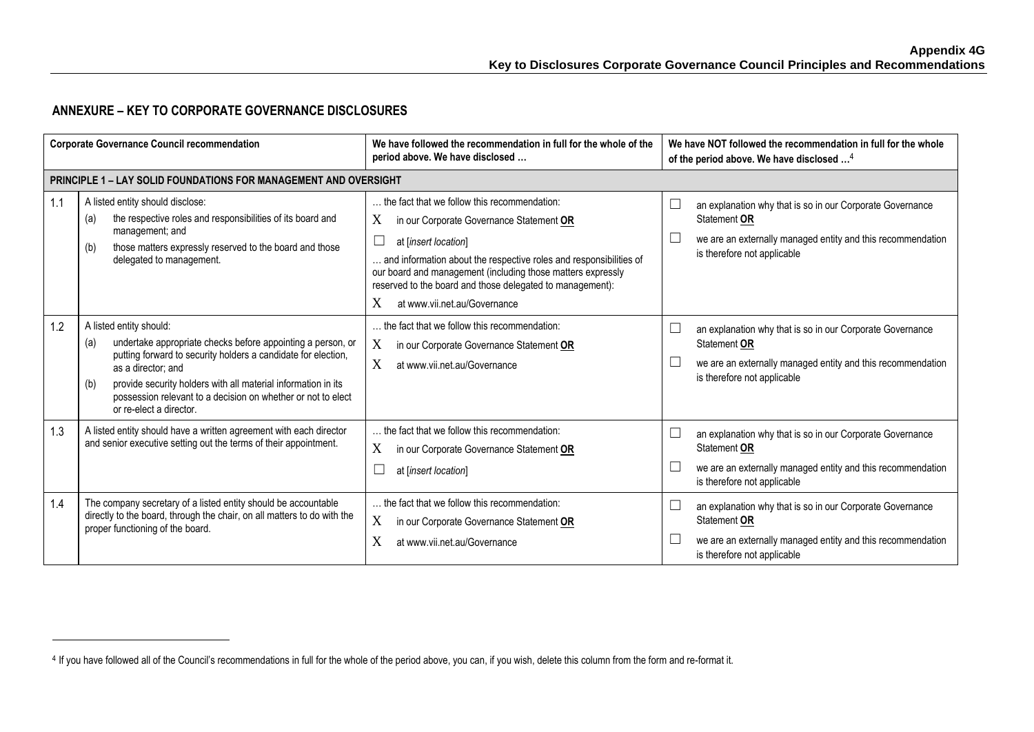## ANNEXURE – KEY TO CORPORATE GOVERNANCE DISCLOSURES

| | Corporate Governance Council recommendation | We have followed the recommendation in full for the whole of the period above. We have disclosed … | We have NOT followed the recommendation in full for the whole of the period above. We have disclosed …[4] |
|---|---|---|---|
| **PRINCIPLE 1 – LAY SOLID FOUNDATIONS FOR MANAGEMENT AND OVERSIGHT** | | | |
| 1.1 | A listed entity should disclose:<br>(a) the respective roles and responsibilities of its board and management; and<br>(b) those matters expressly reserved to the board and those delegated to management. | … the fact that we follow this recommendation:<br>X in our Corporate Governance Statement **OR**<br>☐ at [*insert location*]<br>… and information about the respective roles and responsibilities of our board and management (including those matters expressly reserved to the board and those delegated to management):<br>X at www.vii.net.au/Governance | ☐ an explanation why that is so in our Corporate Governance Statement **OR**<br>☐ we are an externally managed entity and this recommendation is therefore not applicable |
| 1.2 | A listed entity should:<br>(a) undertake appropriate checks before appointing a person, or putting forward to security holders a candidate for election, as a director; and<br>(b) provide security holders with all material information in its possession relevant to a decision on whether or not to elect or re-elect a director. | … the fact that we follow this recommendation:<br>X in our Corporate Governance Statement **OR**<br>X at www.vii.net.au/Governance | ☐ an explanation why that is so in our Corporate Governance Statement **OR**<br>☐ we are an externally managed entity and this recommendation is therefore not applicable |
| 1.3 | A listed entity should have a written agreement with each director and senior executive setting out the terms of their appointment. | … the fact that we follow this recommendation:<br>X in our Corporate Governance Statement **OR**<br>☐ at [*insert location*] | ☐ an explanation why that is so in our Corporate Governance Statement **OR**<br>☐ we are an externally managed entity and this recommendation is therefore not applicable |
| 1.4 | The company secretary of a listed entity should be accountable directly to the board, through the chair, on all matters to do with the proper functioning of the board. | … the fact that we follow this recommendation:<br>X in our Corporate Governance Statement **OR**<br>X at www.vii.net.au/Governance | ☐ an explanation why that is so in our Corporate Governance Statement **OR**<br>☐ we are an externally managed entity and this recommendation is therefore not applicable |

[4] If you have followed all of the Council's recommendations in full for the whole of the period above, you can, if you wish, delete this column from the form and re-format it.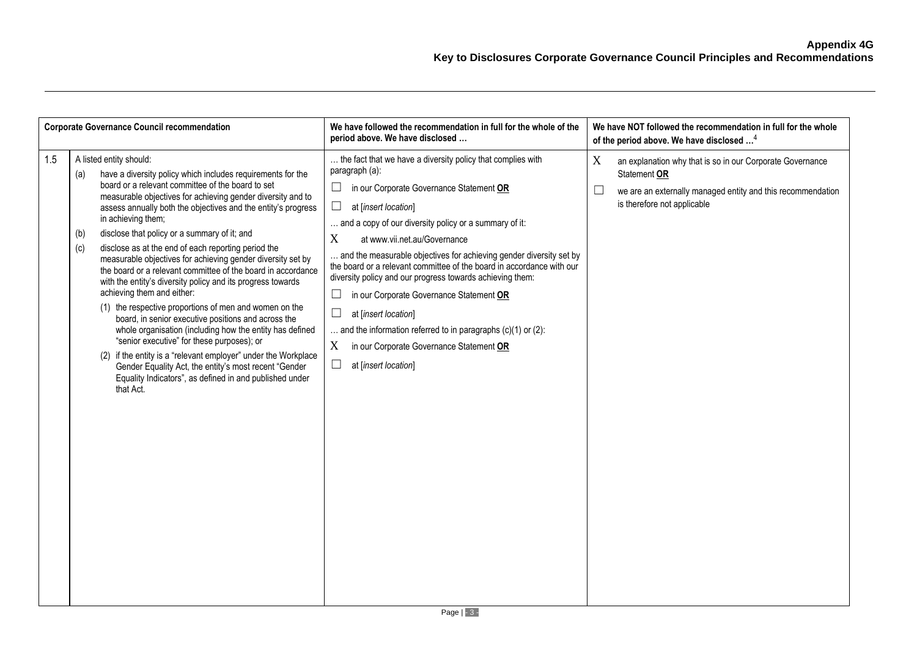**Appendix 4G**
**Key to Disclosures Corporate Governance Council Principles and Recommendations**

| Corporate Governance Council recommendation | | We have followed the recommendation in full for the whole of the period above. We have disclosed … | We have NOT followed the recommendation in full for the whole of the period above. We have disclosed …[4] |
|---|---|---|---|
| 1.5 | A listed entity should:<br>(a) have a diversity policy which includes requirements for the board or a relevant committee of the board to set measurable objectives for achieving gender diversity and to assess annually both the objectives and the entity's progress in achieving them;<br>(b) disclose that policy or a summary of it; and<br>(c) disclose as at the end of each reporting period the measurable objectives for achieving gender diversity set by the board or a relevant committee of the board in accordance with the entity's diversity policy and its progress towards achieving them and either:<br>(1) the respective proportions of men and women on the board, in senior executive positions and across the whole organisation (including how the entity has defined "senior executive" for these purposes); or<br>(2) if the entity is a "relevant employer" under the Workplace Gender Equality Act, the entity's most recent "Gender Equality Indicators", as defined in and published under that Act. | … the fact that we have a diversity policy that complies with paragraph (a):<br>☐ in our Corporate Governance Statement **OR**<br>☐ at [*insert location*]<br>… and a copy of our diversity policy or a summary of it:<br>X at www.vii.net.au/Governance<br>… and the measurable objectives for achieving gender diversity set by the board or a relevant committee of the board in accordance with our diversity policy and our progress towards achieving them:<br>☐ in our Corporate Governance Statement **OR**<br>☐ at [*insert location*]<br>… and the information referred to in paragraphs (c)(1) or (2):<br>X in our Corporate Governance Statement **OR**<br>☐ at [*insert location*] | X an explanation why that is so in our Corporate Governance Statement **OR**<br>☐ we are an externally managed entity and this recommendation is therefore not applicable |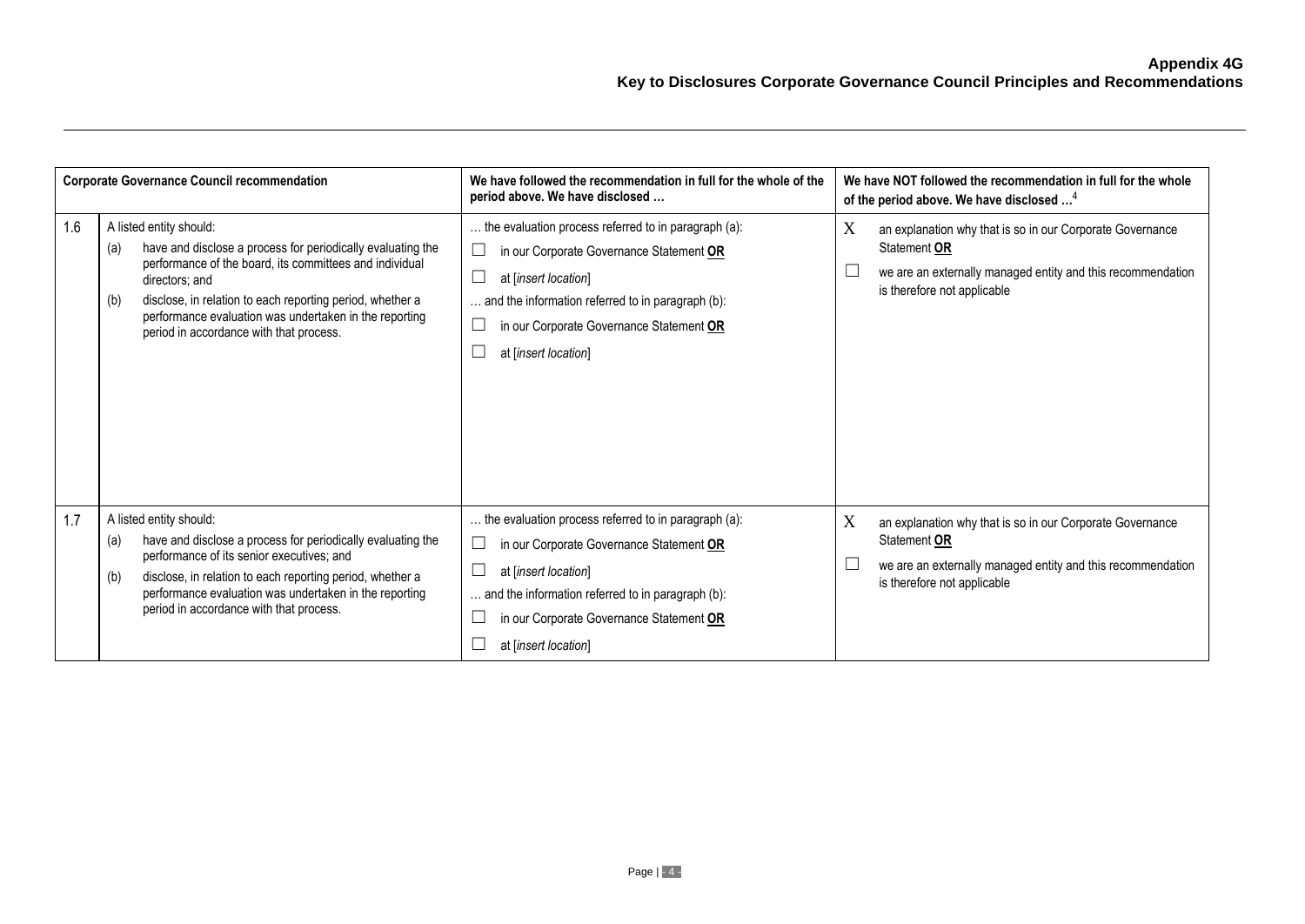| Corporate Governance Council recommendation | | We have followed the recommendation in full for the whole of the period above. We have disclosed … | We have NOT followed the recommendation in full for the whole of the period above. We have disclosed …[4] |
| --- | --- | --- | --- |
| 1.6 | A listed entity should:<br>(a) have and disclose a process for periodically evaluating the performance of the board, its committees and individual directors; and<br>(b) disclose, in relation to each reporting period, whether a performance evaluation was undertaken in the reporting period in accordance with that process. | … the evaluation process referred to in paragraph (a):<br>☐ in our Corporate Governance Statement **OR**<br>☐ at [*insert location*]<br>… and the information referred to in paragraph (b):<br>☐ in our Corporate Governance Statement **OR**<br>☐ at [*insert location*] | X an explanation why that is so in our Corporate Governance Statement **OR**<br>☐ we are an externally managed entity and this recommendation is therefore not applicable |
| 1.7 | A listed entity should:<br>(a) have and disclose a process for periodically evaluating the performance of its senior executives; and<br>(b) disclose, in relation to each reporting period, whether a performance evaluation was undertaken in the reporting period in accordance with that process. | … the evaluation process referred to in paragraph (a):<br>☐ in our Corporate Governance Statement **OR**<br>☐ at [*insert location*]<br>… and the information referred to in paragraph (b):<br>☐ in our Corporate Governance Statement **OR**<br>☐ at [*insert location*] | X an explanation why that is so in our Corporate Governance Statement **OR**<br>☐ we are an externally managed entity and this recommendation is therefore not applicable |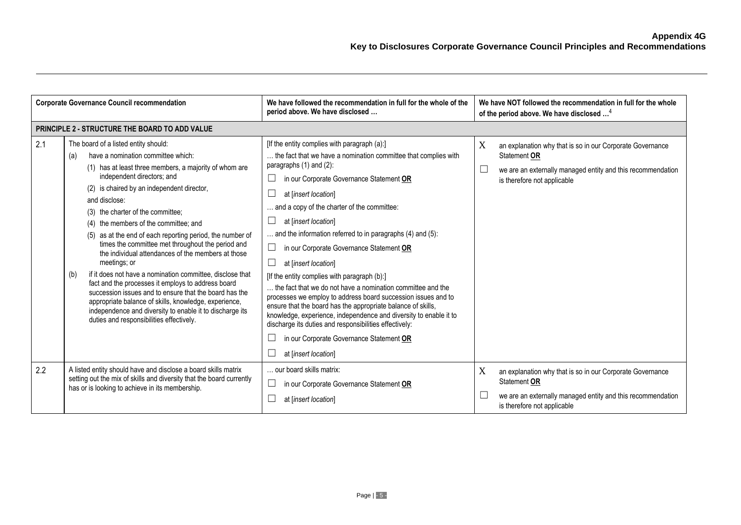**Appendix 4G**
**Key to Disclosures Corporate Governance Council Principles and Recommendations**

| Corporate Governance Council recommendation | | We have followed the recommendation in full for the whole of the period above. We have disclosed … | We have NOT followed the recommendation in full for the whole of the period above. We have disclosed …[4] |
|---|---|---|---|
| **PRINCIPLE 2 - STRUCTURE THE BOARD TO ADD VALUE** | | | |
| 2.1 | The board of a listed entity should:<br>(a) have a nomination committee which:<br>(1) has at least three members, a majority of whom are independent directors; and<br>(2) is chaired by an independent director,<br>and disclose:<br>(3) the charter of the committee;<br>(4) the members of the committee; and<br>(5) as at the end of each reporting period, the number of times the committee met throughout the period and the individual attendances of the members at those meetings; or<br>(b) if it does not have a nomination committee, disclose that fact and the processes it employs to address board succession issues and to ensure that the board has the appropriate balance of skills, knowledge, experience, independence and diversity to enable it to discharge its duties and responsibilities effectively. | [If the entity complies with paragraph (a):]<br>… the fact that we have a nomination committee that complies with paragraphs (1) and (2):<br>☐ in our Corporate Governance Statement **OR**<br>☐ at [*insert location*]<br>… and a copy of the charter of the committee:<br>☐ at [*insert location*]<br>… and the information referred to in paragraphs (4) and (5):<br>☐ in our Corporate Governance Statement **OR**<br>☐ at [*insert location*]<br>[If the entity complies with paragraph (b):]<br>… the fact that we do not have a nomination committee and the processes we employ to address board succession issues and to ensure that the board has the appropriate balance of skills, knowledge, experience, independence and diversity to enable it to discharge its duties and responsibilities effectively:<br>☐ in our Corporate Governance Statement **OR**<br>☐ at [*insert location*] | X an explanation why that is so in our Corporate Governance Statement **OR**<br>☐ we are an externally managed entity and this recommendation is therefore not applicable |
| 2.2 | A listed entity should have and disclose a board skills matrix setting out the mix of skills and diversity that the board currently has or is looking to achieve in its membership. | … our board skills matrix:<br>☐ in our Corporate Governance Statement **OR**<br>☐ at [*insert location*] | X an explanation why that is so in our Corporate Governance Statement **OR**<br>☐ we are an externally managed entity and this recommendation is therefore not applicable |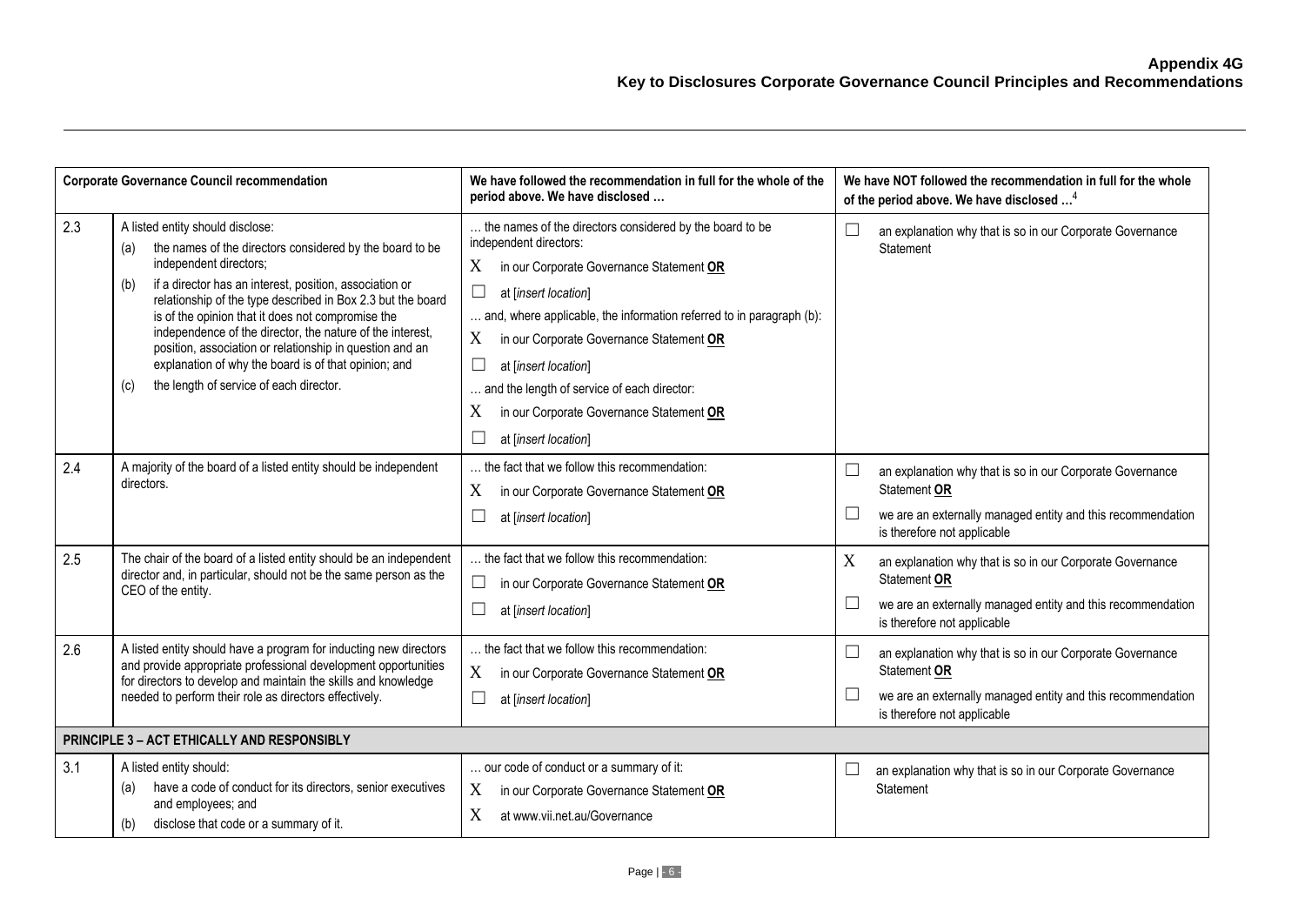| Corporate Governance Council recommendation | | We have followed the recommendation in full for the whole of the period above. We have disclosed … | We have NOT followed the recommendation in full for the whole of the period above. We have disclosed …[4] |
|---|---|---|---|
| 2.3 | A listed entity should disclose:<br>(a) the names of the directors considered by the board to be independent directors;<br>(b) if a director has an interest, position, association or relationship of the type described in Box 2.3 but the board is of the opinion that it does not compromise the independence of the director, the nature of the interest, position, association or relationship in question and an explanation of why the board is of that opinion; and<br>(c) the length of service of each director. | … the names of the directors considered by the board to be independent directors:<br>X in our Corporate Governance Statement **OR**<br>☐ at [*insert location*]<br>… and, where applicable, the information referred to in paragraph (b):<br>X in our Corporate Governance Statement **OR**<br>☐ at [*insert location*]<br>… and the length of service of each director:<br>X in our Corporate Governance Statement **OR**<br>☐ at [*insert location*] | ☐ an explanation why that is so in our Corporate Governance Statement |
| 2.4 | A majority of the board of a listed entity should be independent directors. | … the fact that we follow this recommendation:<br>X in our Corporate Governance Statement **OR**<br>☐ at [*insert location*] | ☐ an explanation why that is so in our Corporate Governance Statement **OR**<br>☐ we are an externally managed entity and this recommendation is therefore not applicable |
| 2.5 | The chair of the board of a listed entity should be an independent director and, in particular, should not be the same person as the CEO of the entity. | … the fact that we follow this recommendation:<br>☐ in our Corporate Governance Statement **OR**<br>☐ at [*insert location*] | X an explanation why that is so in our Corporate Governance Statement **OR**<br>☐ we are an externally managed entity and this recommendation is therefore not applicable |
| 2.6 | A listed entity should have a program for inducting new directors and provide appropriate professional development opportunities for directors to develop and maintain the skills and knowledge needed to perform their role as directors effectively. | … the fact that we follow this recommendation:<br>X in our Corporate Governance Statement **OR**<br>☐ at [*insert location*] | ☐ an explanation why that is so in our Corporate Governance Statement **OR**<br>☐ we are an externally managed entity and this recommendation is therefore not applicable |
| **PRINCIPLE 3 – ACT ETHICALLY AND RESPONSIBLY** | | | |
| 3.1 | A listed entity should:<br>(a) have a code of conduct for its directors, senior executives and employees; and<br>(b) disclose that code or a summary of it. | … our code of conduct or a summary of it:<br>X in our Corporate Governance Statement **OR**<br>X at www.vii.net.au/Governance | ☐ an explanation why that is so in our Corporate Governance Statement |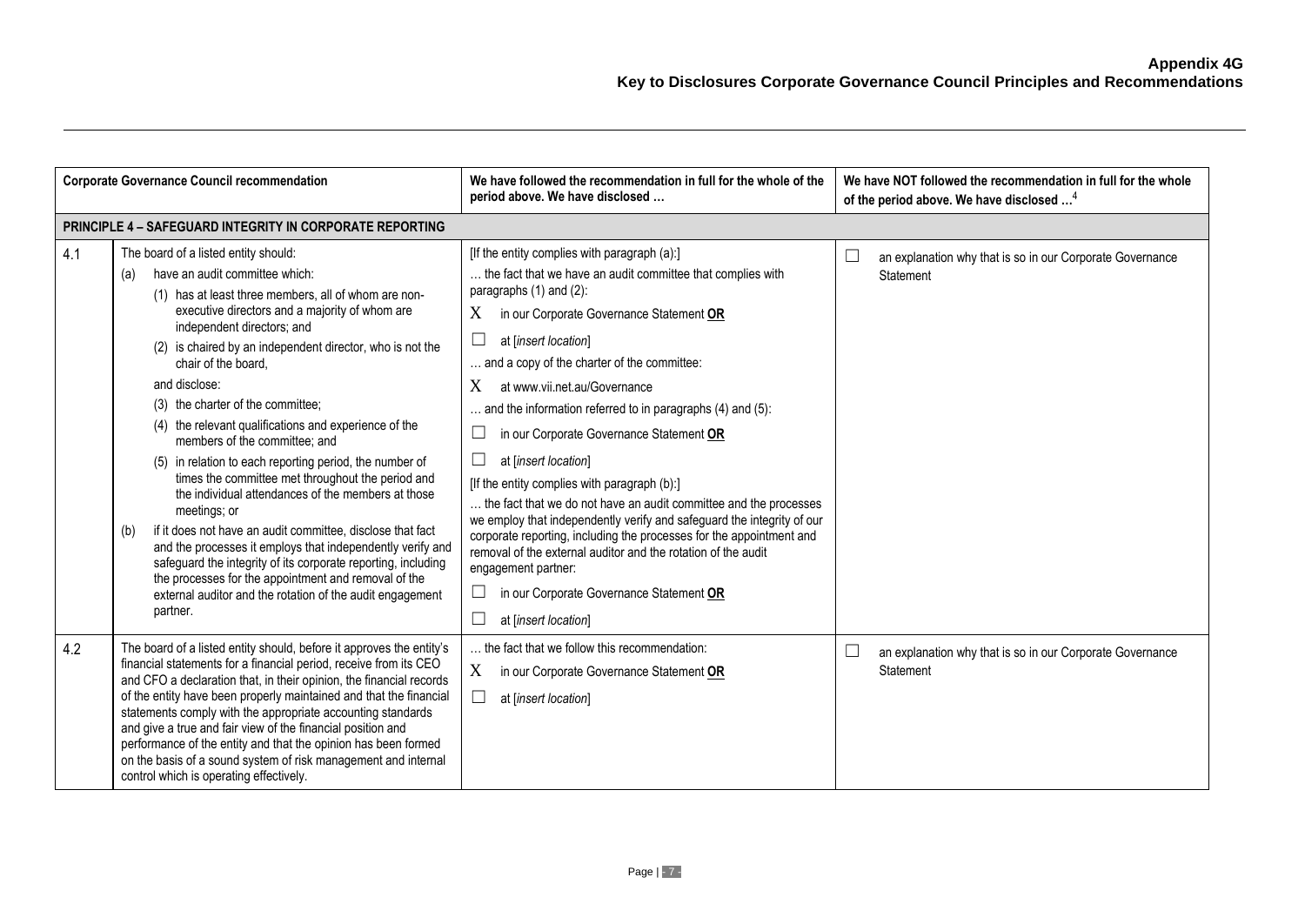**Appendix 4G**
**Key to Disclosures Corporate Governance Council Principles and Recommendations**

| Corporate Governance Council recommendation | | We have followed the recommendation in full for the whole of the period above. We have disclosed … | We have NOT followed the recommendation in full for the whole of the period above. We have disclosed …[4] |
|---|---|---|---|
| **PRINCIPLE 4 – SAFEGUARD INTEGRITY IN CORPORATE REPORTING** | | | |
| 4.1 | The board of a listed entity should:<br>(a) have an audit committee which:<br>(1) has at least three members, all of whom are non-executive directors and a majority of whom are independent directors; and<br>(2) is chaired by an independent director, who is not the chair of the board,<br>and disclose:<br>(3) the charter of the committee;<br>(4) the relevant qualifications and experience of the members of the committee; and<br>(5) in relation to each reporting period, the number of times the committee met throughout the period and the individual attendances of the members at those meetings; or<br>(b) if it does not have an audit committee, disclose that fact and the processes it employs that independently verify and safeguard the integrity of its corporate reporting, including the processes for the appointment and removal of the external auditor and the rotation of the audit engagement partner. | [If the entity complies with paragraph (a):]<br>… the fact that we have an audit committee that complies with paragraphs (1) and (2):<br>X in our Corporate Governance Statement **OR**<br>☐ at [*insert location*]<br>… and a copy of the charter of the committee:<br>X at www.vii.net.au/Governance<br>… and the information referred to in paragraphs (4) and (5):<br>☐ in our Corporate Governance Statement **OR**<br>☐ at [*insert location*]<br>[If the entity complies with paragraph (b):]<br>… the fact that we do not have an audit committee and the processes we employ that independently verify and safeguard the integrity of our corporate reporting, including the processes for the appointment and removal of the external auditor and the rotation of the audit engagement partner:<br>☐ in our Corporate Governance Statement **OR**<br>☐ at [*insert location*] | ☐ an explanation why that is so in our Corporate Governance Statement |
| 4.2 | The board of a listed entity should, before it approves the entity's financial statements for a financial period, receive from its CEO and CFO a declaration that, in their opinion, the financial records of the entity have been properly maintained and that the financial statements comply with the appropriate accounting standards and give a true and fair view of the financial position and performance of the entity and that the opinion has been formed on the basis of a sound system of risk management and internal control which is operating effectively. | … the fact that we follow this recommendation:<br>X in our Corporate Governance Statement **OR**<br>☐ at [*insert location*] | ☐ an explanation why that is so in our Corporate Governance Statement |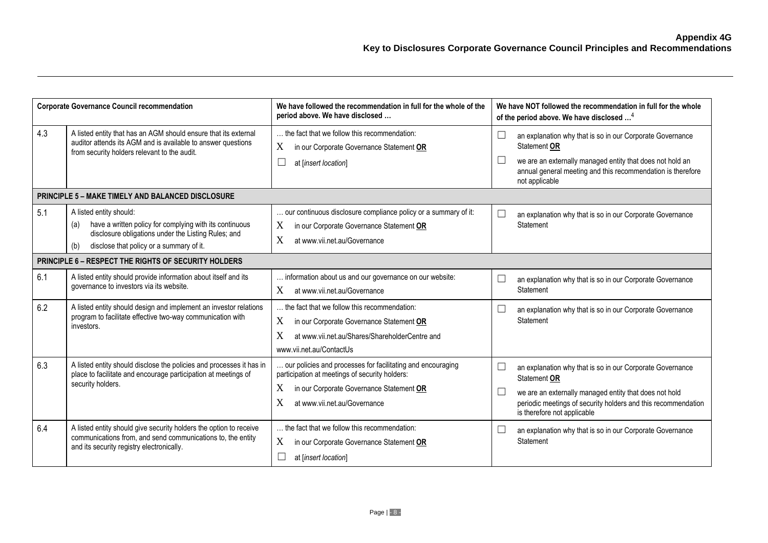| Corporate Governance Council recommendation | | We have followed the recommendation in full for the whole of the period above. We have disclosed … | We have NOT followed the recommendation in full for the whole of the period above. We have disclosed …[4] |
|---|---|---|---|
| 4.3 | A listed entity that has an AGM should ensure that its external auditor attends its AGM and is available to answer questions from security holders relevant to the audit. | … the fact that we follow this recommendation:<br>X in our Corporate Governance Statement **OR**<br>☐ at [*insert location*] | ☐ an explanation why that is so in our Corporate Governance Statement **OR**<br>☐ we are an externally managed entity that does not hold an annual general meeting and this recommendation is therefore not applicable |
| **PRINCIPLE 5 – MAKE TIMELY AND BALANCED DISCLOSURE** | | | |
| 5.1 | A listed entity should:<br>(a) have a written policy for complying with its continuous disclosure obligations under the Listing Rules; and<br>(b) disclose that policy or a summary of it. | … our continuous disclosure compliance policy or a summary of it:<br>X in our Corporate Governance Statement **OR**<br>X at www.vii.net.au/Governance | ☐ an explanation why that is so in our Corporate Governance Statement |
| **PRINCIPLE 6 – RESPECT THE RIGHTS OF SECURITY HOLDERS** | | | |
| 6.1 | A listed entity should provide information about itself and its governance to investors via its website. | … information about us and our governance on our website:<br>X at www.vii.net.au/Governance | ☐ an explanation why that is so in our Corporate Governance Statement |
| 6.2 | A listed entity should design and implement an investor relations program to facilitate effective two-way communication with investors. | … the fact that we follow this recommendation:<br>X in our Corporate Governance Statement **OR**<br>X at www.vii.net.au/Shares/ShareholderCentre and www.vii.net.au/ContactUs | ☐ an explanation why that is so in our Corporate Governance Statement |
| 6.3 | A listed entity should disclose the policies and processes it has in place to facilitate and encourage participation at meetings of security holders. | … our policies and processes for facilitating and encouraging participation at meetings of security holders:<br>X in our Corporate Governance Statement **OR**<br>X at www.vii.net.au/Governance | ☐ an explanation why that is so in our Corporate Governance Statement **OR**<br>☐ we are an externally managed entity that does not hold periodic meetings of security holders and this recommendation is therefore not applicable |
| 6.4 | A listed entity should give security holders the option to receive communications from, and send communications to, the entity and its security registry electronically. | … the fact that we follow this recommendation:<br>X in our Corporate Governance Statement **OR**<br>☐ at [*insert location*] | ☐ an explanation why that is so in our Corporate Governance Statement |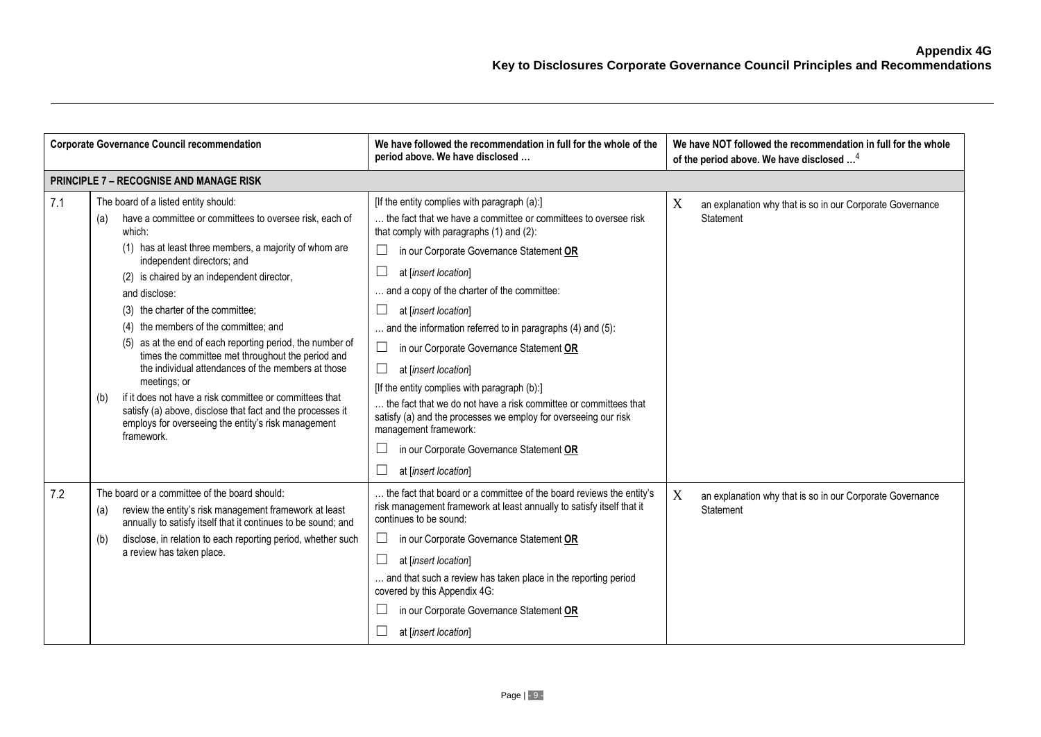**Appendix 4G**
**Key to Disclosures Corporate Governance Council Principles and Recommendations**

| | Corporate Governance Council recommendation | We have followed the recommendation in full for the whole of the period above. We have disclosed … | We have NOT followed the recommendation in full for the whole of the period above. We have disclosed …[4] |
|---|---|---|---|
| **PRINCIPLE 7 – RECOGNISE AND MANAGE RISK** | | | |
| 7.1 | The board of a listed entity should:<br>(a) have a committee or committees to oversee risk, each of which:<br>(1) has at least three members, a majority of whom are independent directors; and<br>(2) is chaired by an independent director,<br>and disclose:<br>(3) the charter of the committee;<br>(4) the members of the committee; and<br>(5) as at the end of each reporting period, the number of times the committee met throughout the period and the individual attendances of the members at those meetings; or<br>(b) if it does not have a risk committee or committees that satisfy (a) above, disclose that fact and the processes it employs for overseeing the entity's risk management framework. | [If the entity complies with paragraph (a):]<br>… the fact that we have a committee or committees to oversee risk that comply with paragraphs (1) and (2):<br>☐ in our Corporate Governance Statement **OR**<br>☐ at [*insert location*]<br>… and a copy of the charter of the committee:<br>☐ at [*insert location*]<br>… and the information referred to in paragraphs (4) and (5):<br>☐ in our Corporate Governance Statement **OR**<br>☐ at [*insert location*]<br>[If the entity complies with paragraph (b):]<br>… the fact that we do not have a risk committee or committees that satisfy (a) and the processes we employ for overseeing our risk management framework:<br>☐ in our Corporate Governance Statement **OR**<br>☐ at [*insert location*] | X an explanation why that is so in our Corporate Governance Statement |
| 7.2 | The board or a committee of the board should:<br>(a) review the entity's risk management framework at least annually to satisfy itself that it continues to be sound; and<br>(b) disclose, in relation to each reporting period, whether such a review has taken place. | … the fact that board or a committee of the board reviews the entity's risk management framework at least annually to satisfy itself that it continues to be sound:<br>☐ in our Corporate Governance Statement **OR**<br>☐ at [*insert location*]<br>… and that such a review has taken place in the reporting period covered by this Appendix 4G:<br>☐ in our Corporate Governance Statement **OR**<br>☐ at [*insert location*] | X an explanation why that is so in our Corporate Governance Statement |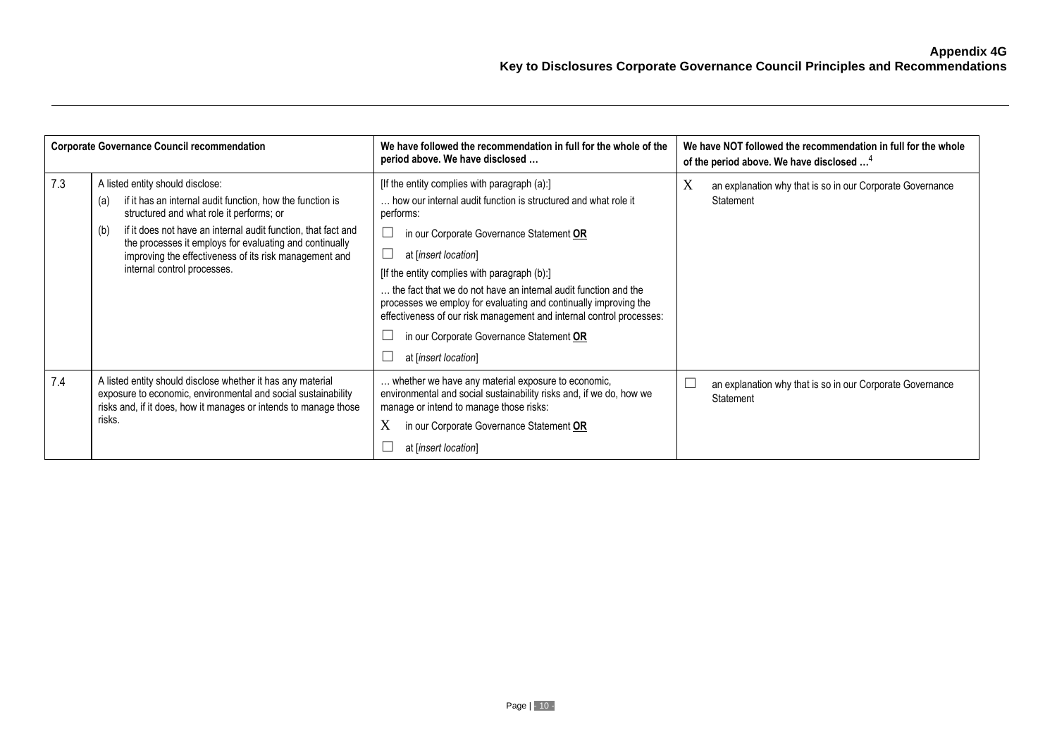| Corporate Governance Council recommendation | | We have followed the recommendation in full for the whole of the period above. We have disclosed … | We have NOT followed the recommendation in full for the whole of the period above. We have disclosed …[4] |
|---|---|---|---|
| 7.3 | A listed entity should disclose: (a) if it has an internal audit function, how the function is structured and what role it performs; or (b) if it does not have an internal audit function, that fact and the processes it employs for evaluating and continually improving the effectiveness of its risk management and internal control processes. | [If the entity complies with paragraph (a):] … how our internal audit function is structured and what role it performs: ☐ in our Corporate Governance Statement **OR** ☐ at [*insert location*] [If the entity complies with paragraph (b):] … the fact that we do not have an internal audit function and the processes we employ for evaluating and continually improving the effectiveness of our risk management and internal control processes: ☐ in our Corporate Governance Statement **OR** ☐ at [*insert location*] | X an explanation why that is so in our Corporate Governance Statement |
| 7.4 | A listed entity should disclose whether it has any material exposure to economic, environmental and social sustainability risks and, if it does, how it manages or intends to manage those risks. | … whether we have any material exposure to economic, environmental and social sustainability risks and, if we do, how we manage or intend to manage those risks: X in our Corporate Governance Statement **OR** ☐ at [*insert location*] | ☐ an explanation why that is so in our Corporate Governance Statement |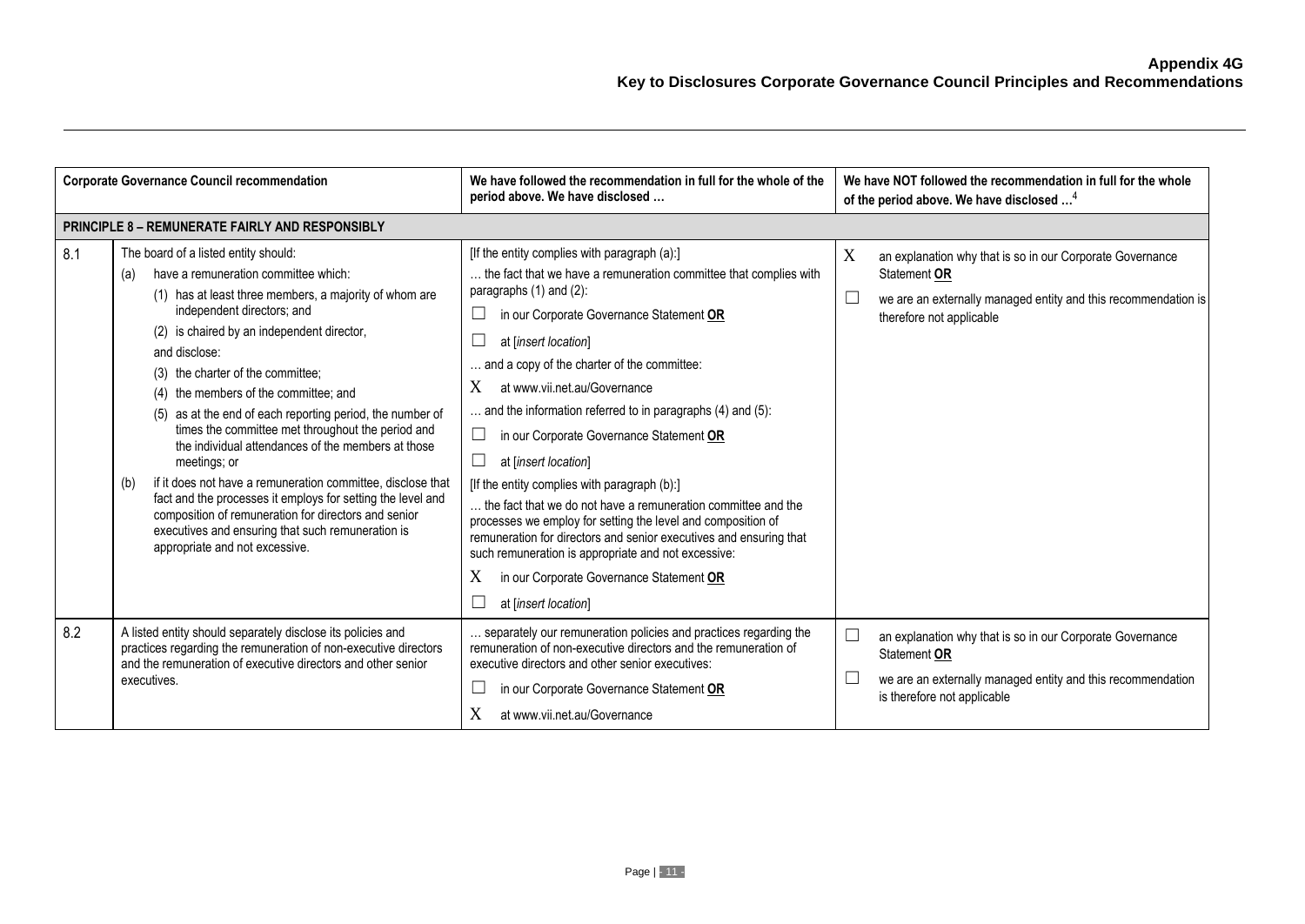**Appendix 4G**
**Key to Disclosures Corporate Governance Council Principles and Recommendations**

| Corporate Governance Council recommendation | | We have followed the recommendation in full for the whole of the period above. We have disclosed … | We have NOT followed the recommendation in full for the whole of the period above. We have disclosed …[4] |
|---|---|---|---|
| **PRINCIPLE 8 – REMUNERATE FAIRLY AND RESPONSIBLY** | | | |
| 8.1 | The board of a listed entity should:<br>(a) have a remuneration committee which:<br>(1) has at least three members, a majority of whom are independent directors; and<br>(2) is chaired by an independent director,<br>and disclose:<br>(3) the charter of the committee;<br>(4) the members of the committee; and<br>(5) as at the end of each reporting period, the number of times the committee met throughout the period and the individual attendances of the members at those meetings; or<br>(b) if it does not have a remuneration committee, disclose that fact and the processes it employs for setting the level and composition of remuneration for directors and senior executives and ensuring that such remuneration is appropriate and not excessive. | [If the entity complies with paragraph (a):]<br>… the fact that we have a remuneration committee that complies with paragraphs (1) and (2):<br>☐ in our Corporate Governance Statement **OR**<br>☐ at [*insert location*]<br>… and a copy of the charter of the committee:<br>X at www.vii.net.au/Governance<br>… and the information referred to in paragraphs (4) and (5):<br>☐ in our Corporate Governance Statement **OR**<br>☐ at [*insert location*]<br>[If the entity complies with paragraph (b):]<br>… the fact that we do not have a remuneration committee and the processes we employ for setting the level and composition of remuneration for directors and senior executives and ensuring that such remuneration is appropriate and not excessive:<br>X in our Corporate Governance Statement **OR**<br>☐ at [*insert location*] | X an explanation why that is so in our Corporate Governance Statement **OR**<br>☐ we are an externally managed entity and this recommendation is therefore not applicable |
| 8.2 | A listed entity should separately disclose its policies and practices regarding the remuneration of non-executive directors and the remuneration of executive directors and other senior executives. | … separately our remuneration policies and practices regarding the remuneration of non-executive directors and the remuneration of executive directors and other senior executives:<br>☐ in our Corporate Governance Statement **OR**<br>X at www.vii.net.au/Governance | ☐ an explanation why that is so in our Corporate Governance Statement **OR**<br>☐ we are an externally managed entity and this recommendation is therefore not applicable |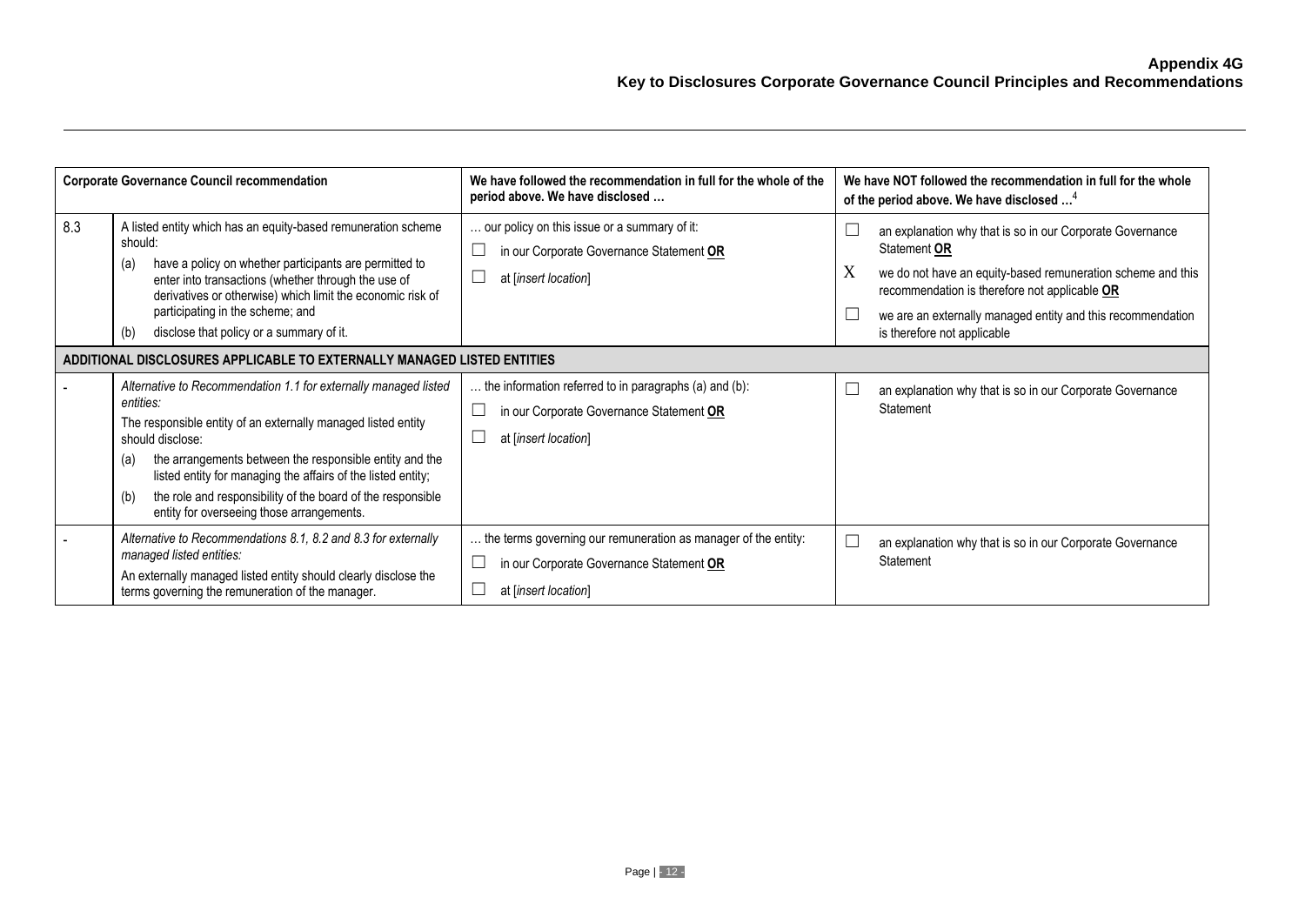| Corporate Governance Council recommendation | | We have followed the recommendation in full for the whole of the period above. We have disclosed … | We have NOT followed the recommendation in full for the whole of the period above. We have disclosed …[4] |
|---|---|---|---|
| 8.3 | A listed entity which has an equity-based remuneration scheme should:<br>(a) have a policy on whether participants are permitted to enter into transactions (whether through the use of derivatives or otherwise) which limit the economic risk of participating in the scheme; and<br>(b) disclose that policy or a summary of it. | … our policy on this issue or a summary of it:<br>☐ in our Corporate Governance Statement **OR**<br>☐ at [*insert location*] | ☐ an explanation why that is so in our Corporate Governance Statement **OR**<br>X we do not have an equity-based remuneration scheme and this recommendation is therefore not applicable **OR**<br>☐ we are an externally managed entity and this recommendation is therefore not applicable |
| **ADDITIONAL DISCLOSURES APPLICABLE TO EXTERNALLY MANAGED LISTED ENTITIES** | | | |
| - | *Alternative to Recommendation 1.1 for externally managed listed entities:*<br>The responsible entity of an externally managed listed entity should disclose:<br>(a) the arrangements between the responsible entity and the listed entity for managing the affairs of the listed entity;<br>(b) the role and responsibility of the board of the responsible entity for overseeing those arrangements. | … the information referred to in paragraphs (a) and (b):<br>☐ in our Corporate Governance Statement **OR**<br>☐ at [*insert location*] | ☐ an explanation why that is so in our Corporate Governance Statement |
| - | *Alternative to Recommendations 8.1, 8.2 and 8.3 for externally managed listed entities:*<br>An externally managed listed entity should clearly disclose the terms governing the remuneration of the manager. | … the terms governing our remuneration as manager of the entity:<br>☐ in our Corporate Governance Statement **OR**<br>☐ at [*insert location*] | ☐ an explanation why that is so in our Corporate Governance Statement |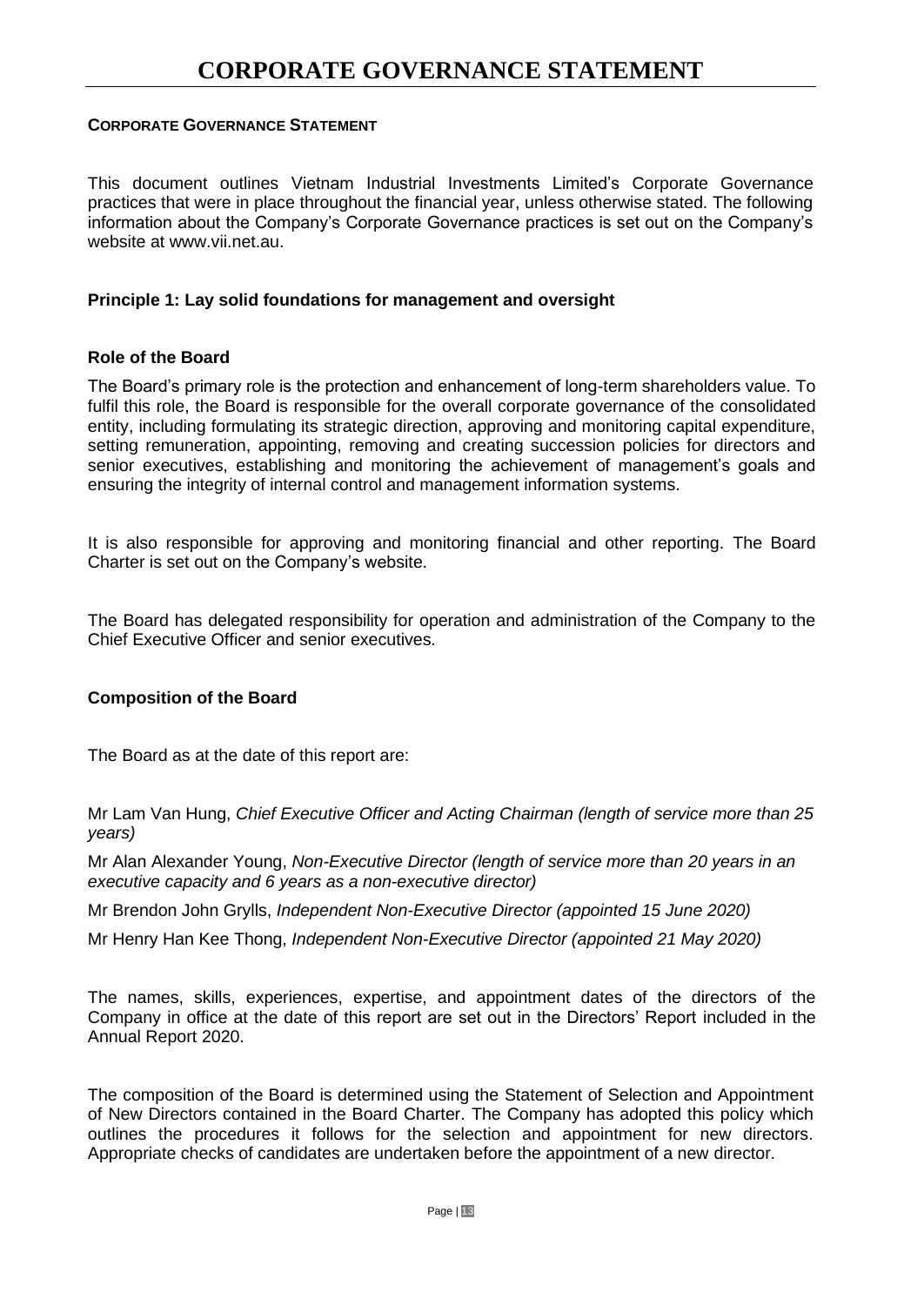# CORPORATE GOVERNANCE STATEMENT

**CORPORATE GOVERNANCE STATEMENT**

This document outlines Vietnam Industrial Investments Limited's Corporate Governance practices that were in place throughout the financial year, unless otherwise stated. The following information about the Company's Corporate Governance practices is set out on the Company's website at www.vii.net.au.

### Principle 1: Lay solid foundations for management and oversight

### Role of the Board

The Board's primary role is the protection and enhancement of long-term shareholders value. To fulfil this role, the Board is responsible for the overall corporate governance of the consolidated entity, including formulating its strategic direction, approving and monitoring capital expenditure, setting remuneration, appointing, removing and creating succession policies for directors and senior executives, establishing and monitoring the achievement of management's goals and ensuring the integrity of internal control and management information systems.

It is also responsible for approving and monitoring financial and other reporting. The Board Charter is set out on the Company's website.

The Board has delegated responsibility for operation and administration of the Company to the Chief Executive Officer and senior executives.

### Composition of the Board

The Board as at the date of this report are:

Mr Lam Van Hung, *Chief Executive Officer and Acting Chairman (length of service more than 25 years)*

Mr Alan Alexander Young, *Non-Executive Director (length of service more than 20 years in an executive capacity and 6 years as a non-executive director)*

Mr Brendon John Grylls, *Independent Non-Executive Director (appointed 15 June 2020)*

Mr Henry Han Kee Thong, *Independent Non-Executive Director (appointed 21 May 2020)*

The names, skills, experiences, expertise, and appointment dates of the directors of the Company in office at the date of this report are set out in the Directors' Report included in the Annual Report 2020.

The composition of the Board is determined using the Statement of Selection and Appointment of New Directors contained in the Board Charter. The Company has adopted this policy which outlines the procedures it follows for the selection and appointment for new directors. Appropriate checks of candidates are undertaken before the appointment of a new director.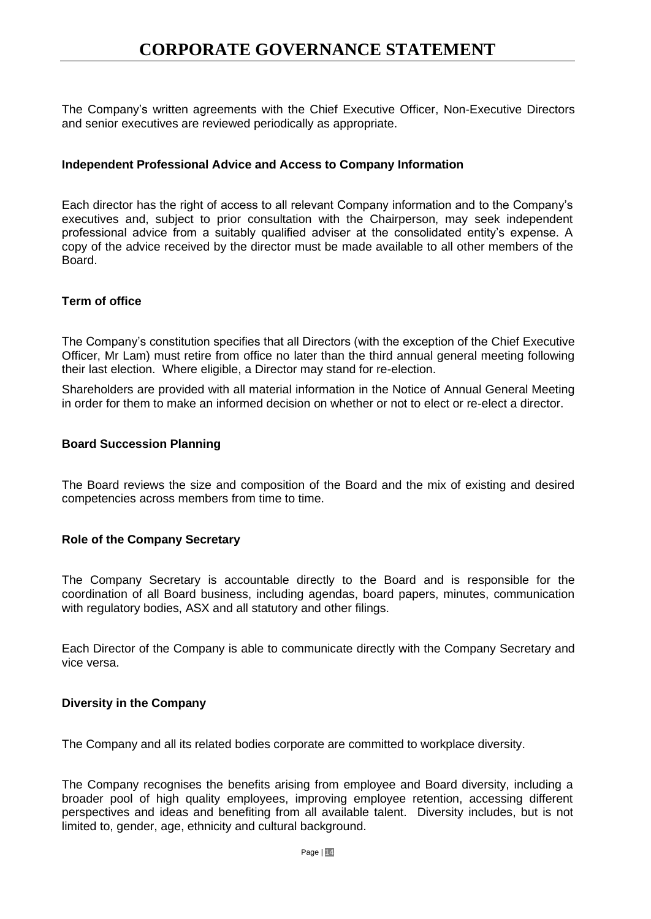The Company's written agreements with the Chief Executive Officer, Non-Executive Directors and senior executives are reviewed periodically as appropriate.

**Independent Professional Advice and Access to Company Information**

Each director has the right of access to all relevant Company information and to the Company's executives and, subject to prior consultation with the Chairperson, may seek independent professional advice from a suitably qualified adviser at the consolidated entity's expense. A copy of the advice received by the director must be made available to all other members of the Board.

**Term of office**

The Company's constitution specifies that all Directors (with the exception of the Chief Executive Officer, Mr Lam) must retire from office no later than the third annual general meeting following their last election. Where eligible, a Director may stand for re-election.

Shareholders are provided with all material information in the Notice of Annual General Meeting in order for them to make an informed decision on whether or not to elect or re-elect a director.

**Board Succession Planning**

The Board reviews the size and composition of the Board and the mix of existing and desired competencies across members from time to time.

**Role of the Company Secretary**

The Company Secretary is accountable directly to the Board and is responsible for the coordination of all Board business, including agendas, board papers, minutes, communication with regulatory bodies, ASX and all statutory and other filings.

Each Director of the Company is able to communicate directly with the Company Secretary and vice versa.

**Diversity in the Company**

The Company and all its related bodies corporate are committed to workplace diversity.

The Company recognises the benefits arising from employee and Board diversity, including a broader pool of high quality employees, improving employee retention, accessing different perspectives and ideas and benefiting from all available talent. Diversity includes, but is not limited to, gender, age, ethnicity and cultural background.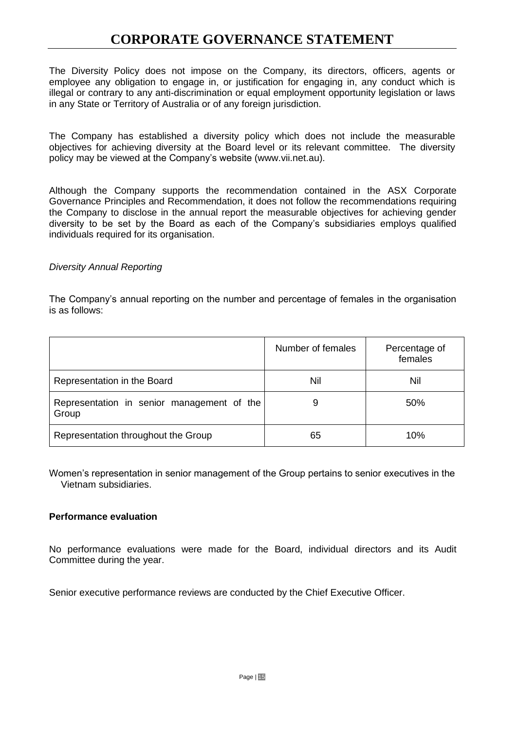# CORPORATE GOVERNANCE STATEMENT

The Diversity Policy does not impose on the Company, its directors, officers, agents or employee any obligation to engage in, or justification for engaging in, any conduct which is illegal or contrary to any anti-discrimination or equal employment opportunity legislation or laws in any State or Territory of Australia or of any foreign jurisdiction.

The Company has established a diversity policy which does not include the measurable objectives for achieving diversity at the Board level or its relevant committee. The diversity policy may be viewed at the Company's website (www.vii.net.au).

Although the Company supports the recommendation contained in the ASX Corporate Governance Principles and Recommendation, it does not follow the recommendations requiring the Company to disclose in the annual report the measurable objectives for achieving gender diversity to be set by the Board as each of the Company's subsidiaries employs qualified individuals required for its organisation.

*Diversity Annual Reporting*

The Company's annual reporting on the number and percentage of females in the organisation is as follows:

| | Number of females | Percentage of females |
|---|---|---|
| Representation in the Board | Nil | Nil |
| Representation in senior management of the Group | 9 | 50% |
| Representation throughout the Group | 65 | 10% |

Women's representation in senior management of the Group pertains to senior executives in the Vietnam subsidiaries.

**Performance evaluation**

No performance evaluations were made for the Board, individual directors and its Audit Committee during the year.

Senior executive performance reviews are conducted by the Chief Executive Officer.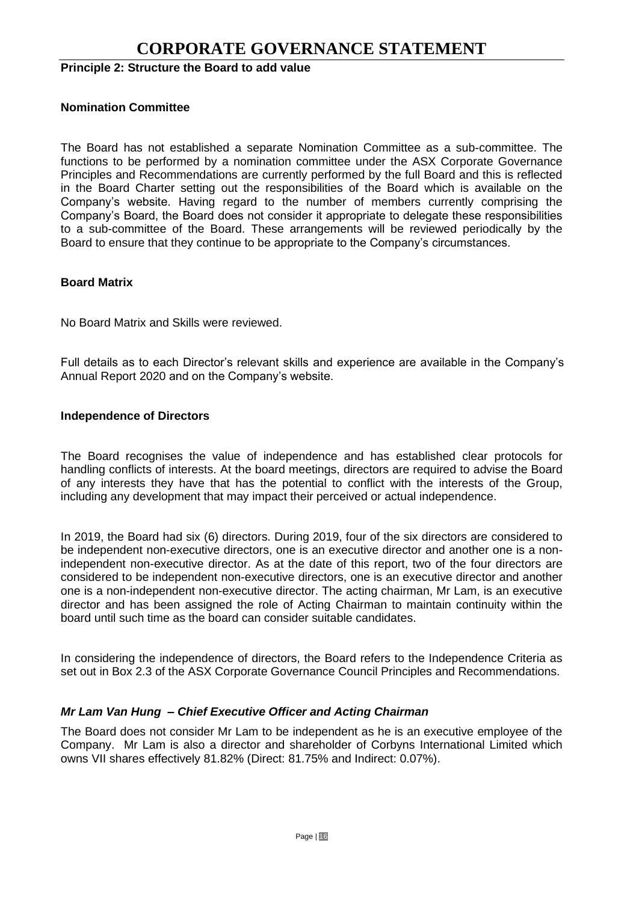# CORPORATE GOVERNANCE STATEMENT

**Principle 2: Structure the Board to add value**

**Nomination Committee**

The Board has not established a separate Nomination Committee as a sub-committee. The functions to be performed by a nomination committee under the ASX Corporate Governance Principles and Recommendations are currently performed by the full Board and this is reflected in the Board Charter setting out the responsibilities of the Board which is available on the Company's website. Having regard to the number of members currently comprising the Company's Board, the Board does not consider it appropriate to delegate these responsibilities to a sub-committee of the Board. These arrangements will be reviewed periodically by the Board to ensure that they continue to be appropriate to the Company's circumstances.

**Board Matrix**

No Board Matrix and Skills were reviewed.

Full details as to each Director's relevant skills and experience are available in the Company's Annual Report 2020 and on the Company's website.

**Independence of Directors**

The Board recognises the value of independence and has established clear protocols for handling conflicts of interests. At the board meetings, directors are required to advise the Board of any interests they have that has the potential to conflict with the interests of the Group, including any development that may impact their perceived or actual independence.

In 2019, the Board had six (6) directors. During 2019, four of the six directors are considered to be independent non-executive directors, one is an executive director and another one is a non-independent non-executive director. As at the date of this report, two of the four directors are considered to be independent non-executive directors, one is an executive director and another one is a non-independent non-executive director. The acting chairman, Mr Lam, is an executive director and has been assigned the role of Acting Chairman to maintain continuity within the board until such time as the board can consider suitable candidates.

In considering the independence of directors, the Board refers to the Independence Criteria as set out in Box 2.3 of the ASX Corporate Governance Council Principles and Recommendations.

***Mr Lam Van Hung – Chief Executive Officer and Acting Chairman***

The Board does not consider Mr Lam to be independent as he is an executive employee of the Company. Mr Lam is also a director and shareholder of Corbyns International Limited which owns VII shares effectively 81.82% (Direct: 81.75% and Indirect: 0.07%).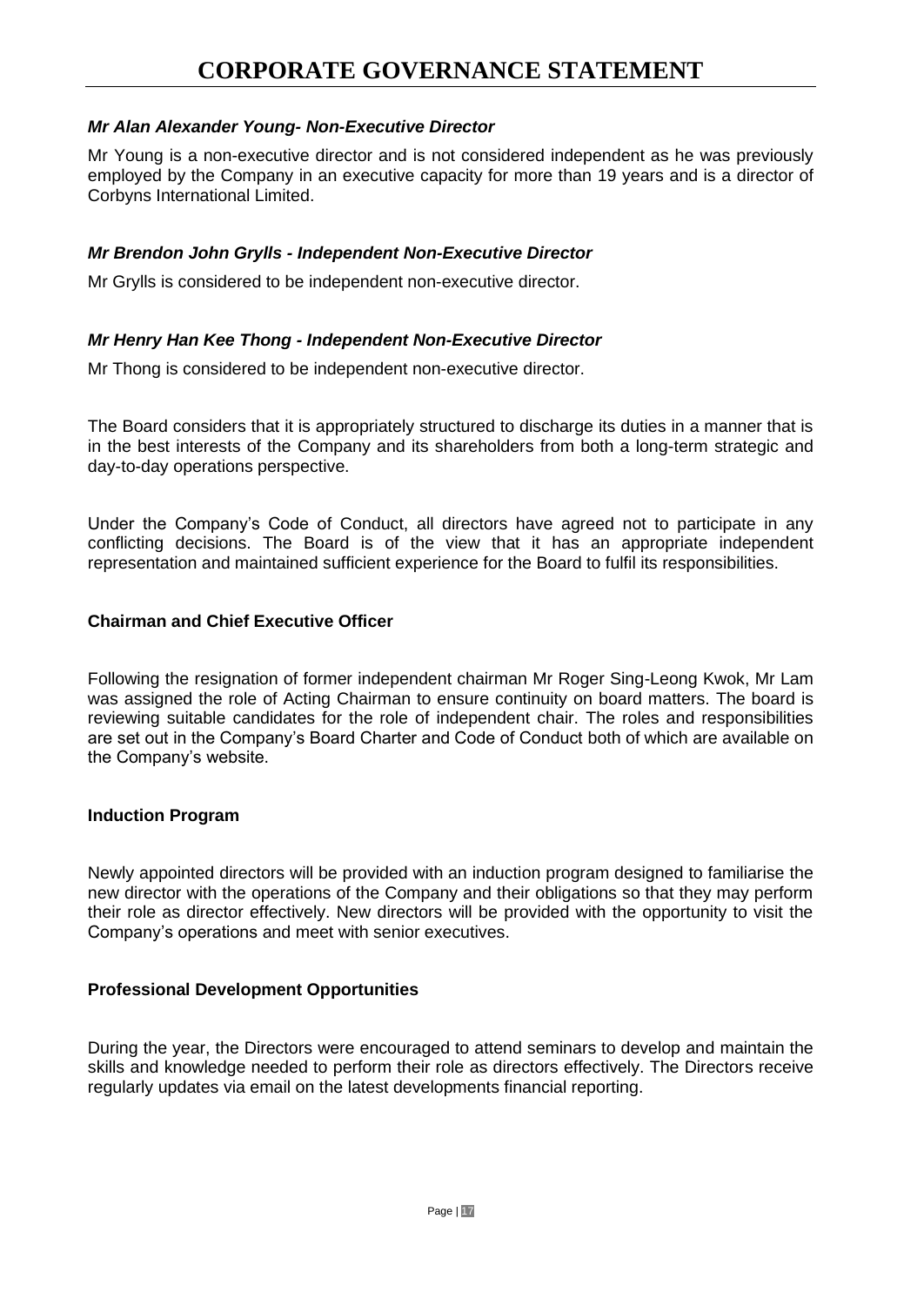# CORPORATE GOVERNANCE STATEMENT

***Mr Alan Alexander Young- Non-Executive Director***

Mr Young is a non-executive director and is not considered independent as he was previously employed by the Company in an executive capacity for more than 19 years and is a director of Corbyns International Limited.

***Mr Brendon John Grylls - Independent Non-Executive Director***

Mr Grylls is considered to be independent non-executive director.

***Mr Henry Han Kee Thong - Independent Non-Executive Director***

Mr Thong is considered to be independent non-executive director.

The Board considers that it is appropriately structured to discharge its duties in a manner that is in the best interests of the Company and its shareholders from both a long-term strategic and day-to-day operations perspective.

Under the Company's Code of Conduct, all directors have agreed not to participate in any conflicting decisions. The Board is of the view that it has an appropriate independent representation and maintained sufficient experience for the Board to fulfil its responsibilities.

**Chairman and Chief Executive Officer**

Following the resignation of former independent chairman Mr Roger Sing-Leong Kwok, Mr Lam was assigned the role of Acting Chairman to ensure continuity on board matters. The board is reviewing suitable candidates for the role of independent chair. The roles and responsibilities are set out in the Company's Board Charter and Code of Conduct both of which are available on the Company's website.

**Induction Program**

Newly appointed directors will be provided with an induction program designed to familiarise the new director with the operations of the Company and their obligations so that they may perform their role as director effectively. New directors will be provided with the opportunity to visit the Company's operations and meet with senior executives.

**Professional Development Opportunities**

During the year, the Directors were encouraged to attend seminars to develop and maintain the skills and knowledge needed to perform their role as directors effectively. The Directors receive regularly updates via email on the latest developments financial reporting.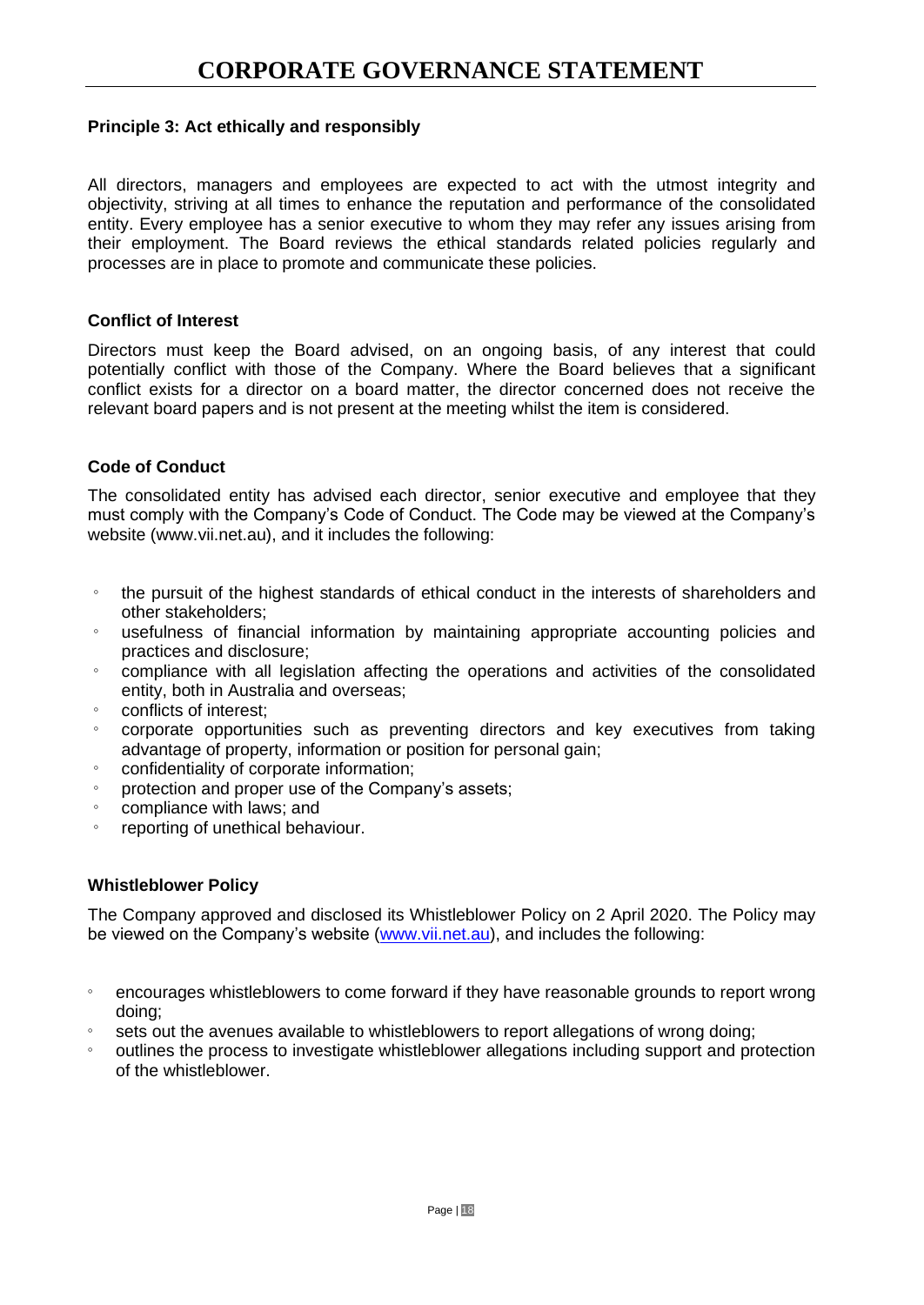# CORPORATE GOVERNANCE STATEMENT

**Principle 3: Act ethically and responsibly**

All directors, managers and employees are expected to act with the utmost integrity and objectivity, striving at all times to enhance the reputation and performance of the consolidated entity. Every employee has a senior executive to whom they may refer any issues arising from their employment. The Board reviews the ethical standards related policies regularly and processes are in place to promote and communicate these policies.

**Conflict of Interest**

Directors must keep the Board advised, on an ongoing basis, of any interest that could potentially conflict with those of the Company. Where the Board believes that a significant conflict exists for a director on a board matter, the director concerned does not receive the relevant board papers and is not present at the meeting whilst the item is considered.

**Code of Conduct**

The consolidated entity has advised each director, senior executive and employee that they must comply with the Company's Code of Conduct. The Code may be viewed at the Company's website (www.vii.net.au), and it includes the following:

- the pursuit of the highest standards of ethical conduct in the interests of shareholders and other stakeholders;
- usefulness of financial information by maintaining appropriate accounting policies and practices and disclosure;
- compliance with all legislation affecting the operations and activities of the consolidated entity, both in Australia and overseas;
- conflicts of interest;
- corporate opportunities such as preventing directors and key executives from taking advantage of property, information or position for personal gain;
- confidentiality of corporate information;
- protection and proper use of the Company's assets;
- compliance with laws; and
- reporting of unethical behaviour.

**Whistleblower Policy**

The Company approved and disclosed its Whistleblower Policy on 2 April 2020. The Policy may be viewed on the Company's website (www.vii.net.au), and includes the following:

- encourages whistleblowers to come forward if they have reasonable grounds to report wrong doing;
- sets out the avenues available to whistleblowers to report allegations of wrong doing;
- outlines the process to investigate whistleblower allegations including support and protection of the whistleblower.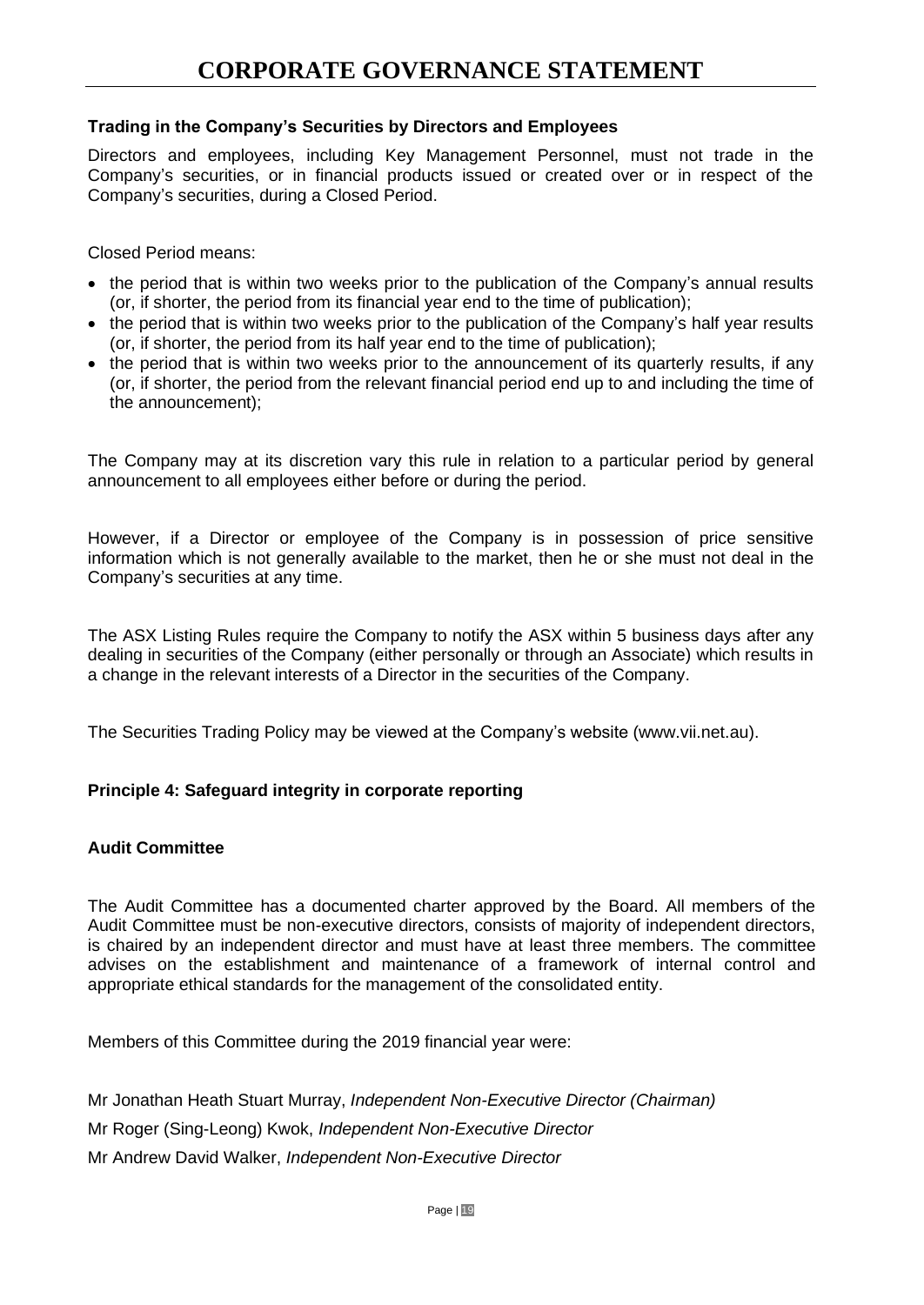# CORPORATE GOVERNANCE STATEMENT

**Trading in the Company's Securities by Directors and Employees**

Directors and employees, including Key Management Personnel, must not trade in the Company's securities, or in financial products issued or created over or in respect of the Company's securities, during a Closed Period.

Closed Period means:

- the period that is within two weeks prior to the publication of the Company's annual results (or, if shorter, the period from its financial year end to the time of publication);
- the period that is within two weeks prior to the publication of the Company's half year results (or, if shorter, the period from its half year end to the time of publication);
- the period that is within two weeks prior to the announcement of its quarterly results, if any (or, if shorter, the period from the relevant financial period end up to and including the time of the announcement);

The Company may at its discretion vary this rule in relation to a particular period by general announcement to all employees either before or during the period.

However, if a Director or employee of the Company is in possession of price sensitive information which is not generally available to the market, then he or she must not deal in the Company's securities at any time.

The ASX Listing Rules require the Company to notify the ASX within 5 business days after any dealing in securities of the Company (either personally or through an Associate) which results in a change in the relevant interests of a Director in the securities of the Company.

The Securities Trading Policy may be viewed at the Company's website (www.vii.net.au).

**Principle 4: Safeguard integrity in corporate reporting**

**Audit Committee**

The Audit Committee has a documented charter approved by the Board. All members of the Audit Committee must be non-executive directors, consists of majority of independent directors, is chaired by an independent director and must have at least three members. The committee advises on the establishment and maintenance of a framework of internal control and appropriate ethical standards for the management of the consolidated entity.

Members of this Committee during the 2019 financial year were:

Mr Jonathan Heath Stuart Murray, *Independent Non-Executive Director (Chairman)*

Mr Roger (Sing-Leong) Kwok, *Independent Non-Executive Director*

Mr Andrew David Walker, *Independent Non-Executive Director*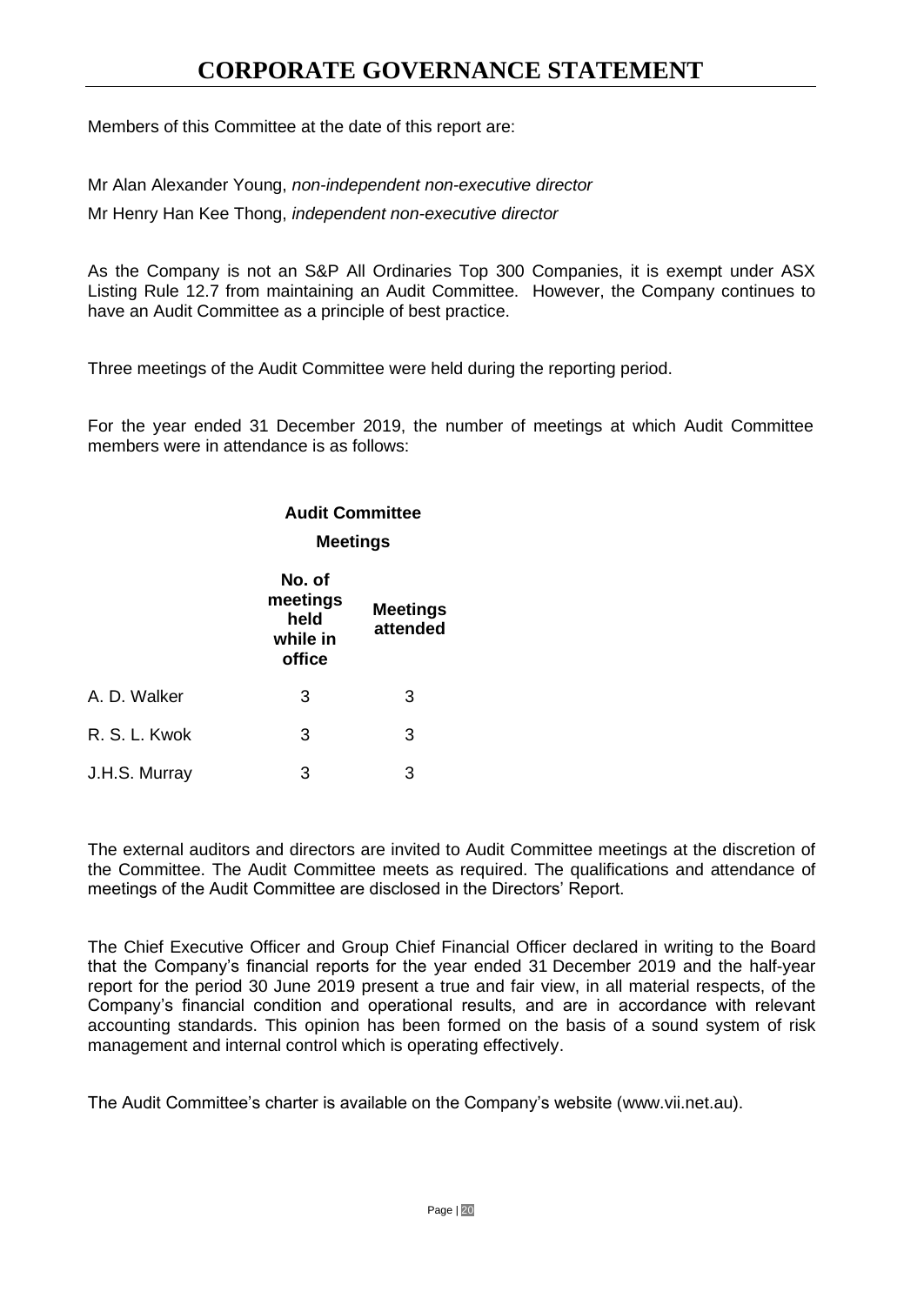# CORPORATE GOVERNANCE STATEMENT

Members of this Committee at the date of this report are:

Mr Alan Alexander Young, *non-independent non-executive director*

Mr Henry Han Kee Thong, *independent non-executive director*

As the Company is not an S&P All Ordinaries Top 300 Companies, it is exempt under ASX Listing Rule 12.7 from maintaining an Audit Committee. However, the Company continues to have an Audit Committee as a principle of best practice.

Three meetings of the Audit Committee were held during the reporting period.

For the year ended 31 December 2019, the number of meetings at which Audit Committee members were in attendance is as follows:

| | **Audit Committee Meetings** | |
|---|---|---|
| | **No. of meetings held while in office** | **Meetings attended** |
| A. D. Walker | 3 | 3 |
| R. S. L. Kwok | 3 | 3 |
| J.H.S. Murray | 3 | 3 |

The external auditors and directors are invited to Audit Committee meetings at the discretion of the Committee. The Audit Committee meets as required. The qualifications and attendance of meetings of the Audit Committee are disclosed in the Directors' Report.

The Chief Executive Officer and Group Chief Financial Officer declared in writing to the Board that the Company's financial reports for the year ended 31 December 2019 and the half-year report for the period 30 June 2019 present a true and fair view, in all material respects, of the Company's financial condition and operational results, and are in accordance with relevant accounting standards. This opinion has been formed on the basis of a sound system of risk management and internal control which is operating effectively.

The Audit Committee's charter is available on the Company's website (www.vii.net.au).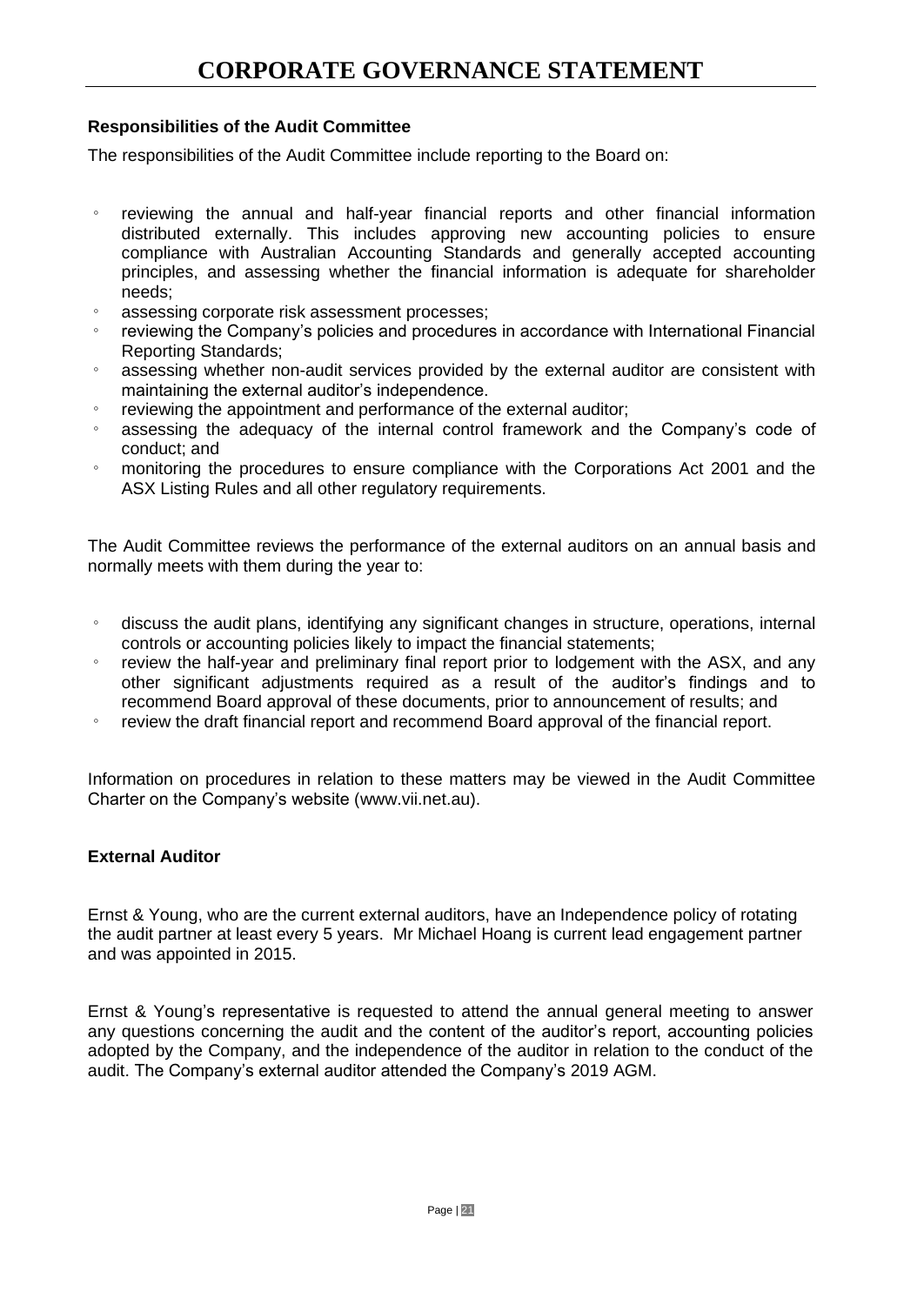# CORPORATE GOVERNANCE STATEMENT

**Responsibilities of the Audit Committee**

The responsibilities of the Audit Committee include reporting to the Board on:

- reviewing the annual and half-year financial reports and other financial information distributed externally. This includes approving new accounting policies to ensure compliance with Australian Accounting Standards and generally accepted accounting principles, and assessing whether the financial information is adequate for shareholder needs;
- assessing corporate risk assessment processes;
- reviewing the Company's policies and procedures in accordance with International Financial Reporting Standards;
- assessing whether non-audit services provided by the external auditor are consistent with maintaining the external auditor's independence.
- reviewing the appointment and performance of the external auditor;
- assessing the adequacy of the internal control framework and the Company's code of conduct; and
- monitoring the procedures to ensure compliance with the Corporations Act 2001 and the ASX Listing Rules and all other regulatory requirements.

The Audit Committee reviews the performance of the external auditors on an annual basis and normally meets with them during the year to:

- discuss the audit plans, identifying any significant changes in structure, operations, internal controls or accounting policies likely to impact the financial statements;
- review the half-year and preliminary final report prior to lodgement with the ASX, and any other significant adjustments required as a result of the auditor's findings and to recommend Board approval of these documents, prior to announcement of results; and
- review the draft financial report and recommend Board approval of the financial report.

Information on procedures in relation to these matters may be viewed in the Audit Committee Charter on the Company's website (www.vii.net.au).

**External Auditor**

Ernst & Young, who are the current external auditors, have an Independence policy of rotating the audit partner at least every 5 years. Mr Michael Hoang is current lead engagement partner and was appointed in 2015.

Ernst & Young's representative is requested to attend the annual general meeting to answer any questions concerning the audit and the content of the auditor's report, accounting policies adopted by the Company, and the independence of the auditor in relation to the conduct of the audit. The Company's external auditor attended the Company's 2019 AGM.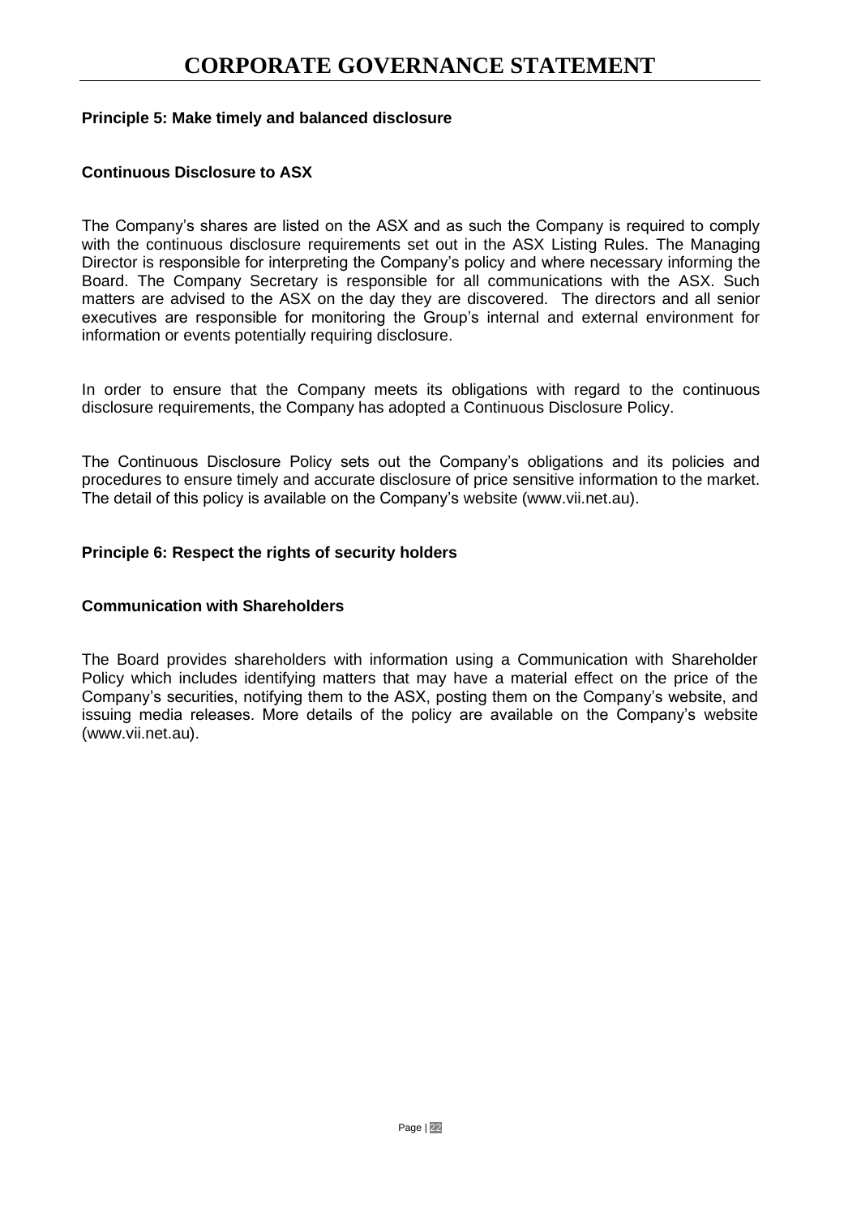# CORPORATE GOVERNANCE STATEMENT

**Principle 5: Make timely and balanced disclosure**

**Continuous Disclosure to ASX**

The Company's shares are listed on the ASX and as such the Company is required to comply with the continuous disclosure requirements set out in the ASX Listing Rules. The Managing Director is responsible for interpreting the Company's policy and where necessary informing the Board. The Company Secretary is responsible for all communications with the ASX. Such matters are advised to the ASX on the day they are discovered. The directors and all senior executives are responsible for monitoring the Group's internal and external environment for information or events potentially requiring disclosure.

In order to ensure that the Company meets its obligations with regard to the continuous disclosure requirements, the Company has adopted a Continuous Disclosure Policy.

The Continuous Disclosure Policy sets out the Company's obligations and its policies and procedures to ensure timely and accurate disclosure of price sensitive information to the market. The detail of this policy is available on the Company's website (www.vii.net.au).

**Principle 6: Respect the rights of security holders**

**Communication with Shareholders**

The Board provides shareholders with information using a Communication with Shareholder Policy which includes identifying matters that may have a material effect on the price of the Company's securities, notifying them to the ASX, posting them on the Company's website, and issuing media releases. More details of the policy are available on the Company's website (www.vii.net.au).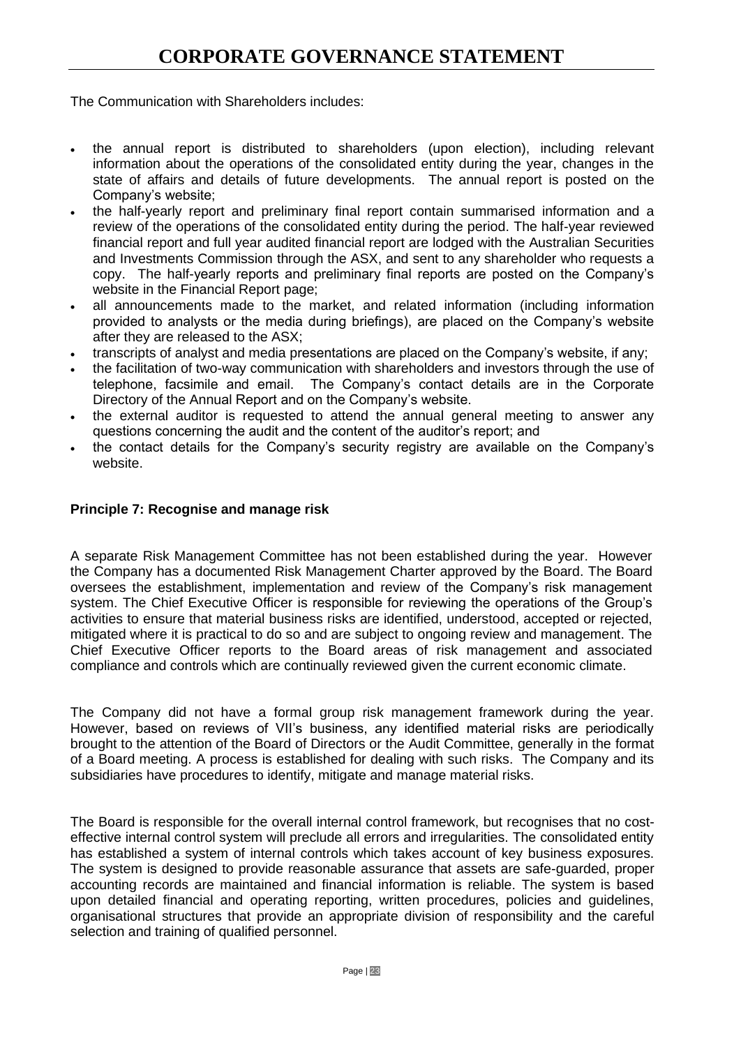The Communication with Shareholders includes:

- the annual report is distributed to shareholders (upon election), including relevant information about the operations of the consolidated entity during the year, changes in the state of affairs and details of future developments. The annual report is posted on the Company's website;
- the half-yearly report and preliminary final report contain summarised information and a review of the operations of the consolidated entity during the period. The half-year reviewed financial report and full year audited financial report are lodged with the Australian Securities and Investments Commission through the ASX, and sent to any shareholder who requests a copy. The half-yearly reports and preliminary final reports are posted on the Company's website in the Financial Report page;
- all announcements made to the market, and related information (including information provided to analysts or the media during briefings), are placed on the Company's website after they are released to the ASX;
- transcripts of analyst and media presentations are placed on the Company's website, if any;
- the facilitation of two-way communication with shareholders and investors through the use of telephone, facsimile and email. The Company's contact details are in the Corporate Directory of the Annual Report and on the Company's website.
- the external auditor is requested to attend the annual general meeting to answer any questions concerning the audit and the content of the auditor's report; and
- the contact details for the Company's security registry are available on the Company's website.

**Principle 7: Recognise and manage risk**

A separate Risk Management Committee has not been established during the year. However the Company has a documented Risk Management Charter approved by the Board. The Board oversees the establishment, implementation and review of the Company's risk management system. The Chief Executive Officer is responsible for reviewing the operations of the Group's activities to ensure that material business risks are identified, understood, accepted or rejected, mitigated where it is practical to do so and are subject to ongoing review and management. The Chief Executive Officer reports to the Board areas of risk management and associated compliance and controls which are continually reviewed given the current economic climate.

The Company did not have a formal group risk management framework during the year. However, based on reviews of VII's business, any identified material risks are periodically brought to the attention of the Board of Directors or the Audit Committee, generally in the format of a Board meeting. A process is established for dealing with such risks. The Company and its subsidiaries have procedures to identify, mitigate and manage material risks.

The Board is responsible for the overall internal control framework, but recognises that no cost-effective internal control system will preclude all errors and irregularities. The consolidated entity has established a system of internal controls which takes account of key business exposures. The system is designed to provide reasonable assurance that assets are safe-guarded, proper accounting records are maintained and financial information is reliable. The system is based upon detailed financial and operating reporting, written procedures, policies and guidelines, organisational structures that provide an appropriate division of responsibility and the careful selection and training of qualified personnel.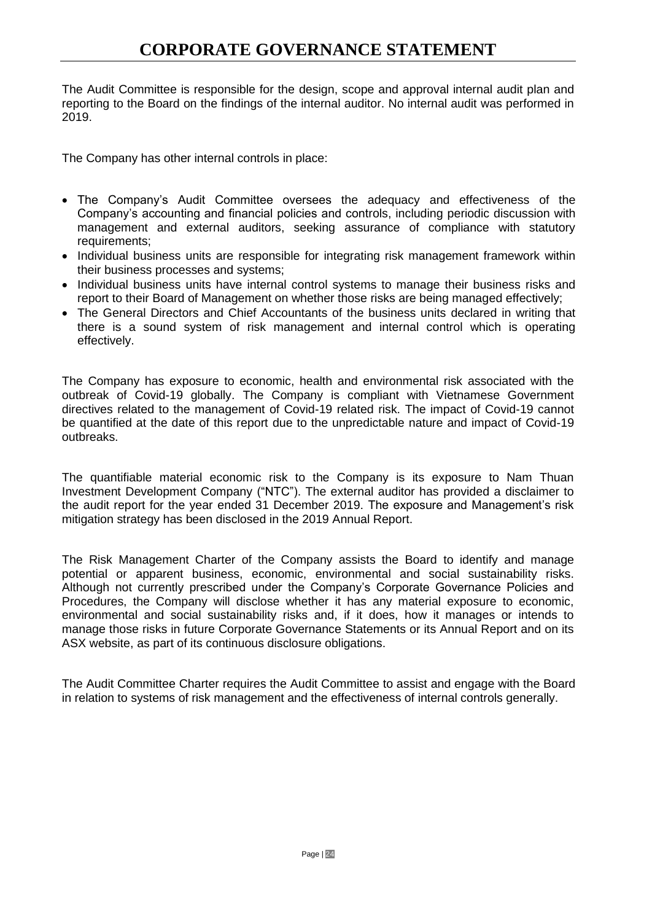# CORPORATE GOVERNANCE STATEMENT

The Audit Committee is responsible for the design, scope and approval internal audit plan and reporting to the Board on the findings of the internal auditor. No internal audit was performed in 2019.

The Company has other internal controls in place:

- The Company's Audit Committee oversees the adequacy and effectiveness of the Company's accounting and financial policies and controls, including periodic discussion with management and external auditors, seeking assurance of compliance with statutory requirements;
- Individual business units are responsible for integrating risk management framework within their business processes and systems;
- Individual business units have internal control systems to manage their business risks and report to their Board of Management on whether those risks are being managed effectively;
- The General Directors and Chief Accountants of the business units declared in writing that there is a sound system of risk management and internal control which is operating effectively.

The Company has exposure to economic, health and environmental risk associated with the outbreak of Covid-19 globally. The Company is compliant with Vietnamese Government directives related to the management of Covid-19 related risk. The impact of Covid-19 cannot be quantified at the date of this report due to the unpredictable nature and impact of Covid-19 outbreaks.

The quantifiable material economic risk to the Company is its exposure to Nam Thuan Investment Development Company ("NTC"). The external auditor has provided a disclaimer to the audit report for the year ended 31 December 2019. The exposure and Management's risk mitigation strategy has been disclosed in the 2019 Annual Report.

The Risk Management Charter of the Company assists the Board to identify and manage potential or apparent business, economic, environmental and social sustainability risks. Although not currently prescribed under the Company's Corporate Governance Policies and Procedures, the Company will disclose whether it has any material exposure to economic, environmental and social sustainability risks and, if it does, how it manages or intends to manage those risks in future Corporate Governance Statements or its Annual Report and on its ASX website, as part of its continuous disclosure obligations.

The Audit Committee Charter requires the Audit Committee to assist and engage with the Board in relation to systems of risk management and the effectiveness of internal controls generally.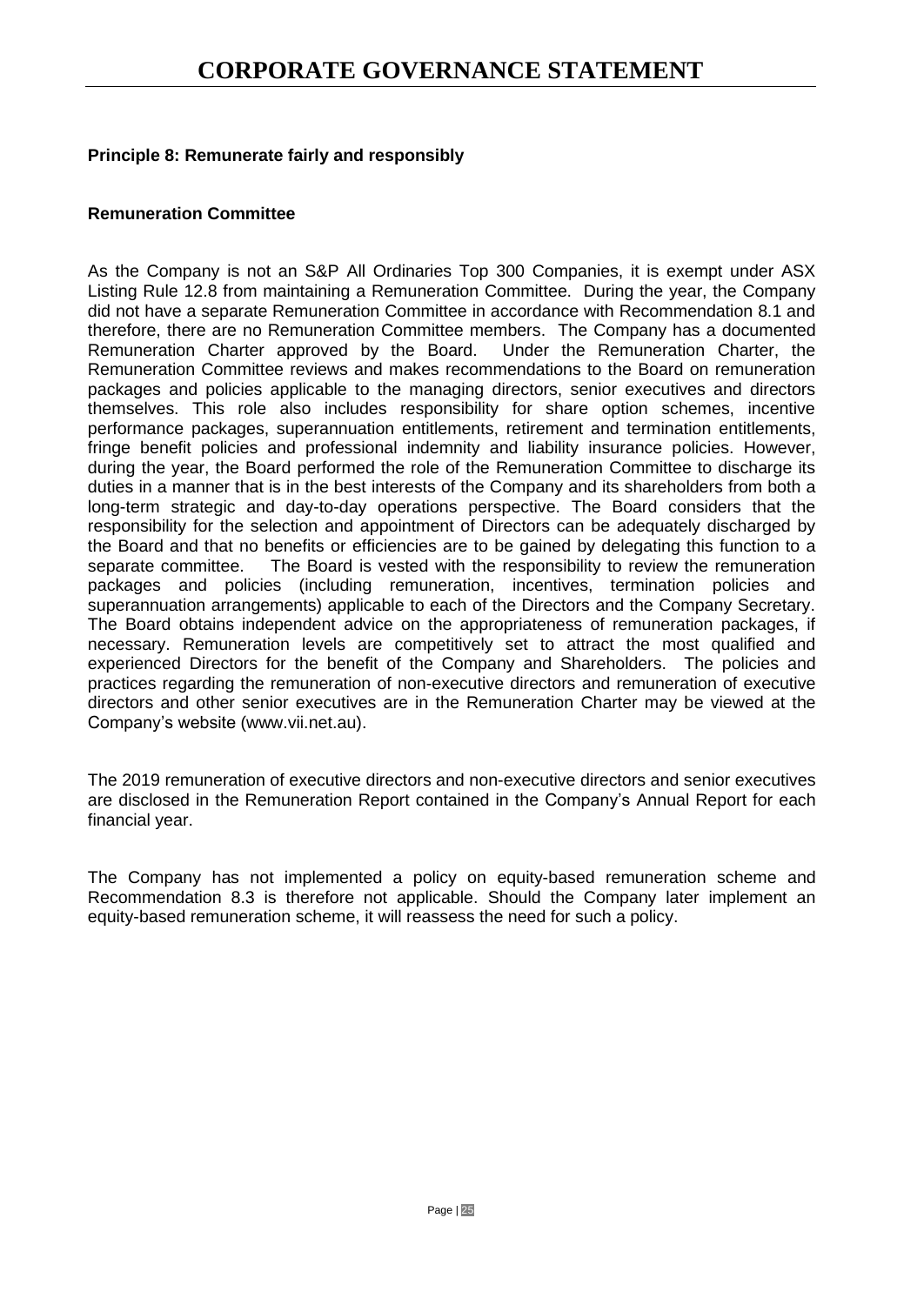**Principle 8: Remunerate fairly and responsibly**

**Remuneration Committee**

As the Company is not an S&P All Ordinaries Top 300 Companies, it is exempt under ASX Listing Rule 12.8 from maintaining a Remuneration Committee. During the year, the Company did not have a separate Remuneration Committee in accordance with Recommendation 8.1 and therefore, there are no Remuneration Committee members. The Company has a documented Remuneration Charter approved by the Board. Under the Remuneration Charter, the Remuneration Committee reviews and makes recommendations to the Board on remuneration packages and policies applicable to the managing directors, senior executives and directors themselves. This role also includes responsibility for share option schemes, incentive performance packages, superannuation entitlements, retirement and termination entitlements, fringe benefit policies and professional indemnity and liability insurance policies. However, during the year, the Board performed the role of the Remuneration Committee to discharge its duties in a manner that is in the best interests of the Company and its shareholders from both a long-term strategic and day-to-day operations perspective. The Board considers that the responsibility for the selection and appointment of Directors can be adequately discharged by the Board and that no benefits or efficiencies are to be gained by delegating this function to a separate committee. The Board is vested with the responsibility to review the remuneration packages and policies (including remuneration, incentives, termination policies and superannuation arrangements) applicable to each of the Directors and the Company Secretary. The Board obtains independent advice on the appropriateness of remuneration packages, if necessary. Remuneration levels are competitively set to attract the most qualified and experienced Directors for the benefit of the Company and Shareholders. The policies and practices regarding the remuneration of non-executive directors and remuneration of executive directors and other senior executives are in the Remuneration Charter may be viewed at the Company's website (www.vii.net.au).

The 2019 remuneration of executive directors and non-executive directors and senior executives are disclosed in the Remuneration Report contained in the Company's Annual Report for each financial year.

The Company has not implemented a policy on equity-based remuneration scheme and Recommendation 8.3 is therefore not applicable. Should the Company later implement an equity-based remuneration scheme, it will reassess the need for such a policy.